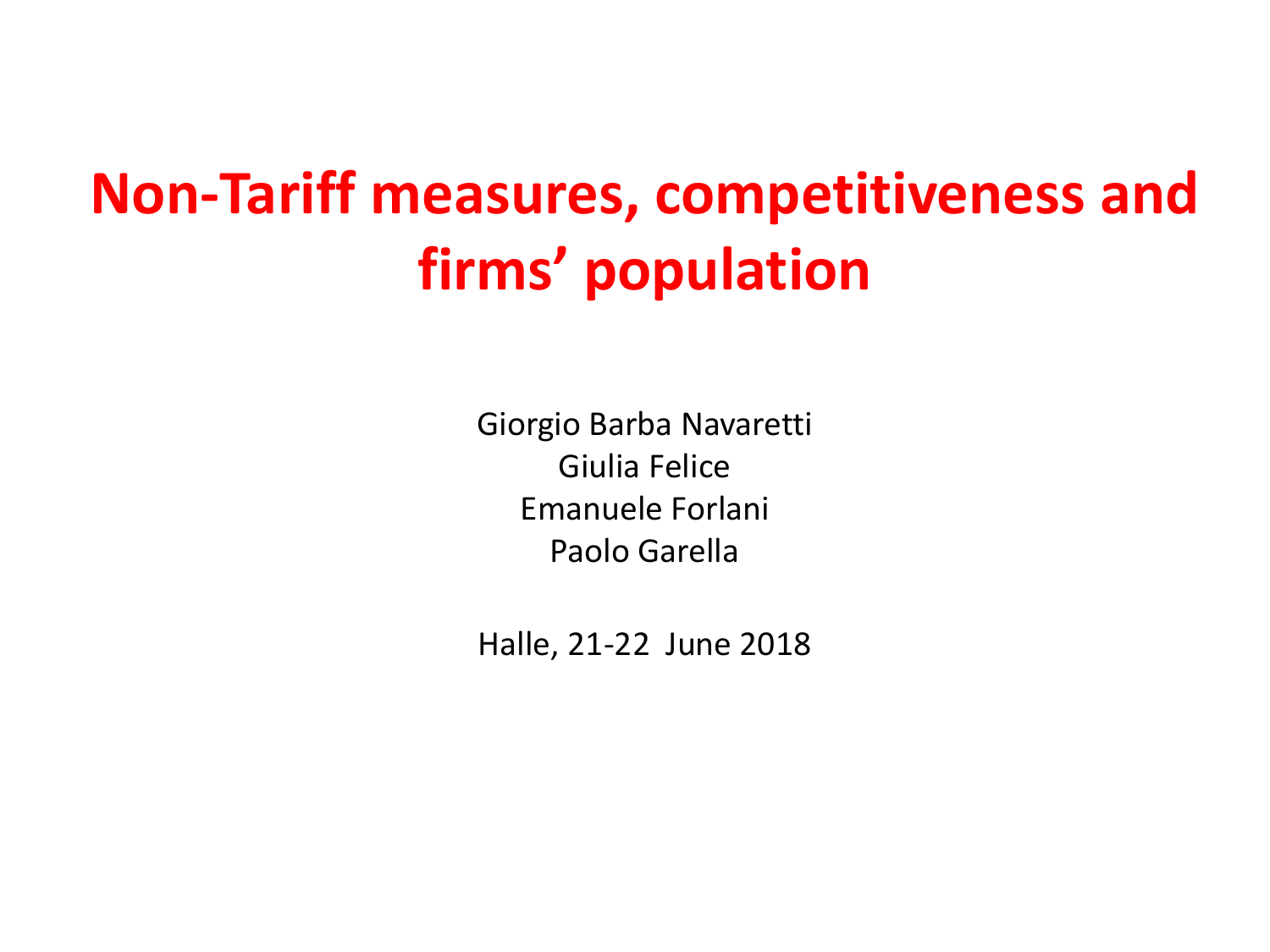# Non-Tariff measures, competitiveness and firms' population

Giorgio Barba Navaretti
Giulia Felice
Emanuele Forlani
Paolo Garella

Halle, 21-22 June 2018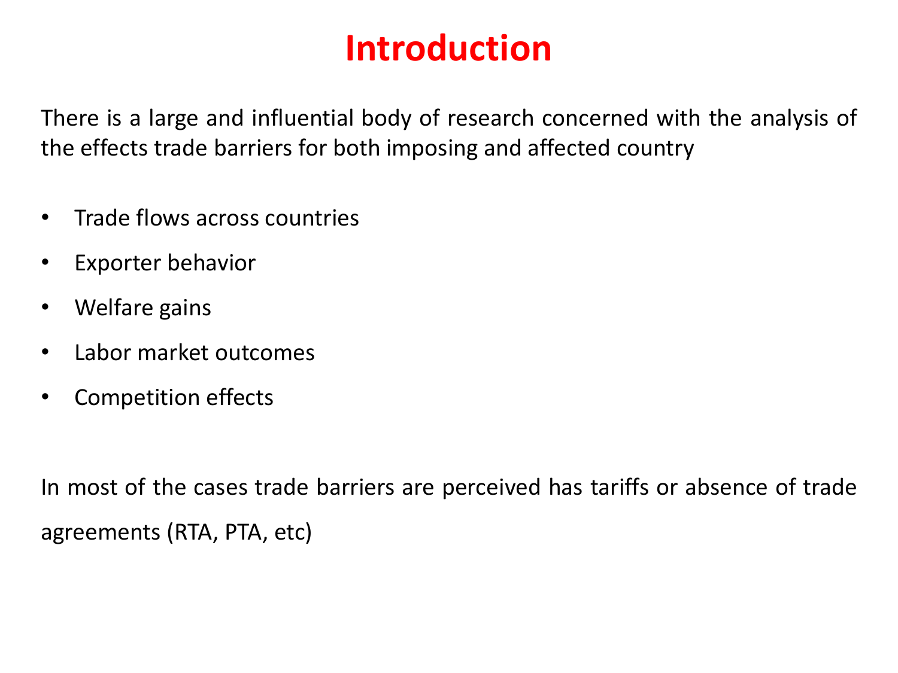# Introduction

There is a large and influential body of research concerned with the analysis of the effects trade barriers for both imposing and affected country

- Trade flows across countries
- Exporter behavior
- Welfare gains
- Labor market outcomes
- Competition effects

In most of the cases trade barriers are perceived has tariffs or absence of trade agreements (RTA, PTA, etc)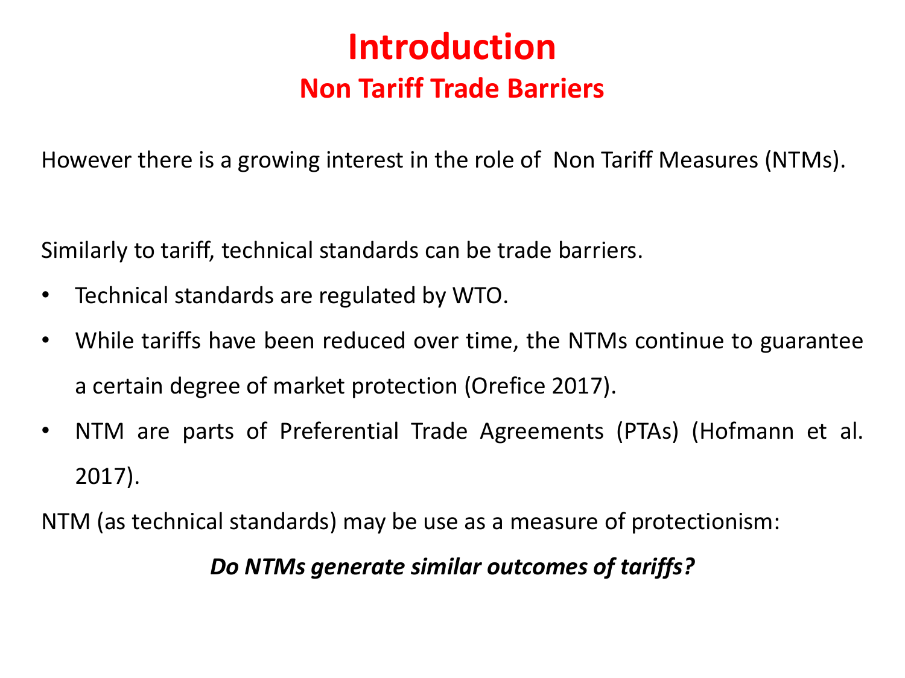# Introduction

## Non Tariff Trade Barriers

However there is a growing interest in the role of Non Tariff Measures (NTMs).

Similarly to tariff, technical standards can be trade barriers.

- Technical standards are regulated by WTO.
- While tariffs have been reduced over time, the NTMs continue to guarantee a certain degree of market protection (Orefice 2017).
- NTM are parts of Preferential Trade Agreements (PTAs) (Hofmann et al. 2017).

NTM (as technical standards) may be use as a measure of protectionism:

***Do NTMs generate similar outcomes of tariffs?***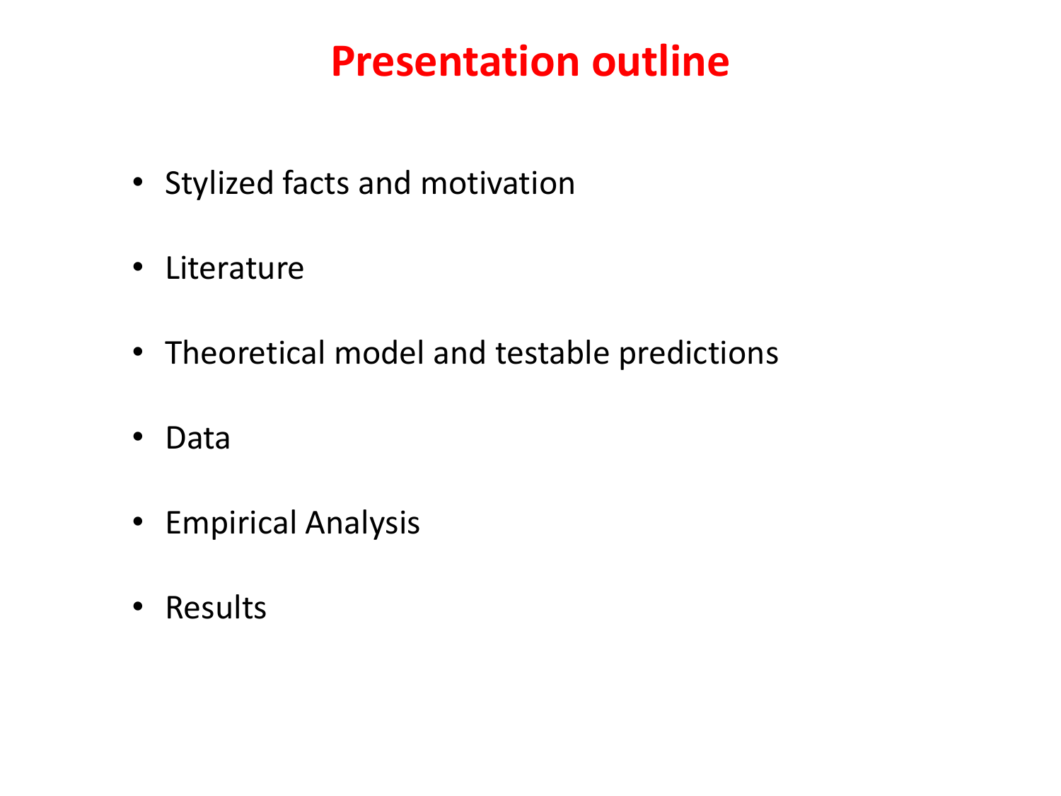# Presentation outline

- Stylized facts and motivation
- Literature
- Theoretical model and testable predictions
- Data
- Empirical Analysis
- Results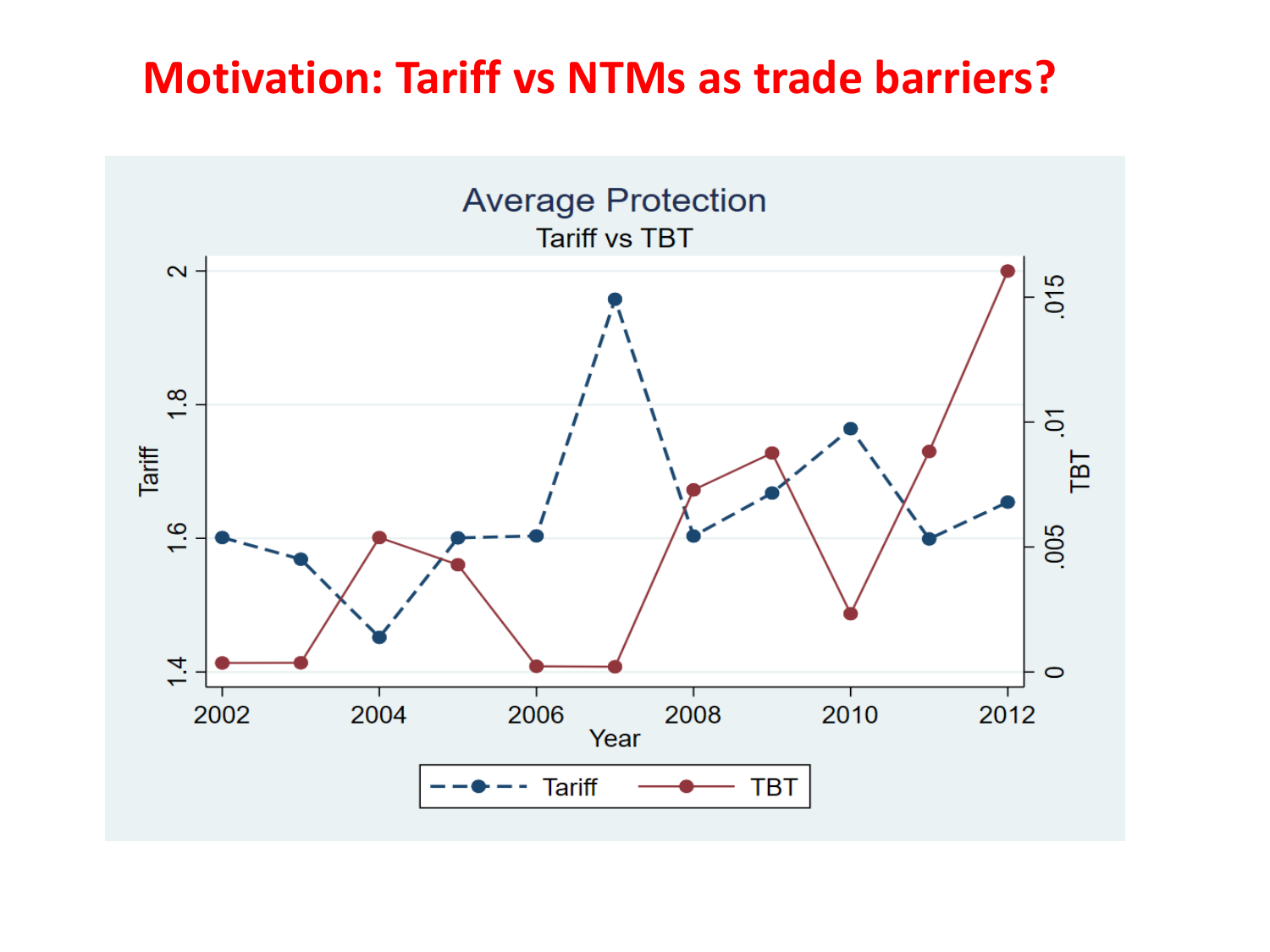# Motivation: Tariff vs NTMs as trade barriers?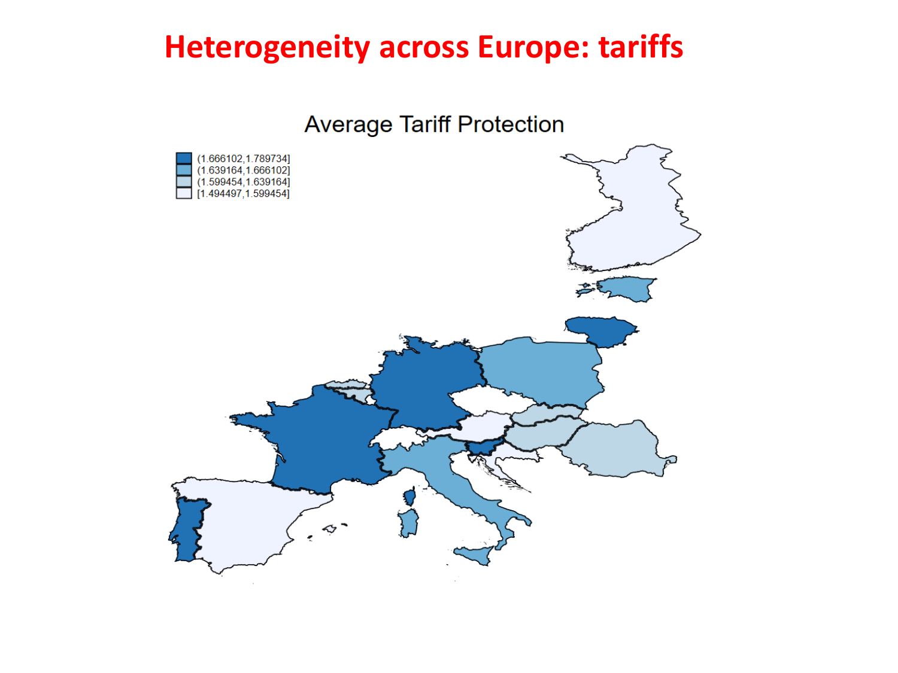# Heterogeneity across Europe: tariffs

Average Tariff Protection

(1.666102,1.789734]
(1.639164,1.666102]
(1.599454,1.639164]
[1.494497,1.599454]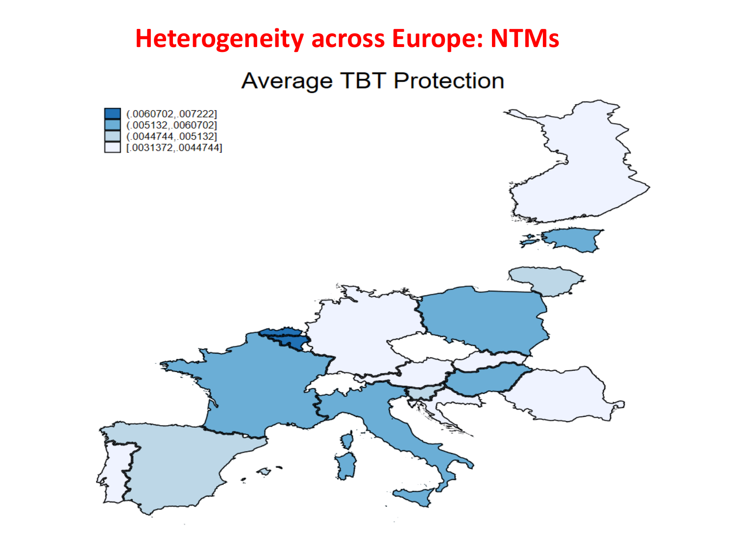# Heterogeneity across Europe: NTMs

## Average TBT Protection

(.0060702,.007222]
(.005132,.0060702]
(.0044744,.005132]
[.0031372,.0044744]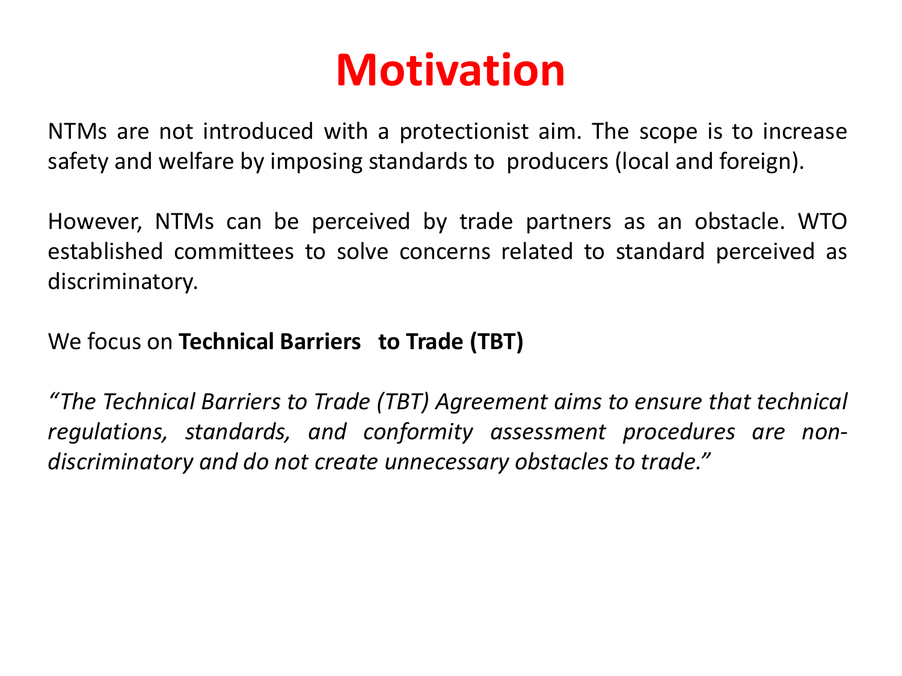# Motivation

NTMs are not introduced with a protectionist aim. The scope is to increase safety and welfare by imposing standards to producers (local and foreign).

However, NTMs can be perceived by trade partners as an obstacle. WTO established committees to solve concerns related to standard perceived as discriminatory.

We focus on **Technical Barriers to Trade (TBT)**

*"The Technical Barriers to Trade (TBT) Agreement aims to ensure that technical regulations, standards, and conformity assessment procedures are non-discriminatory and do not create unnecessary obstacles to trade."*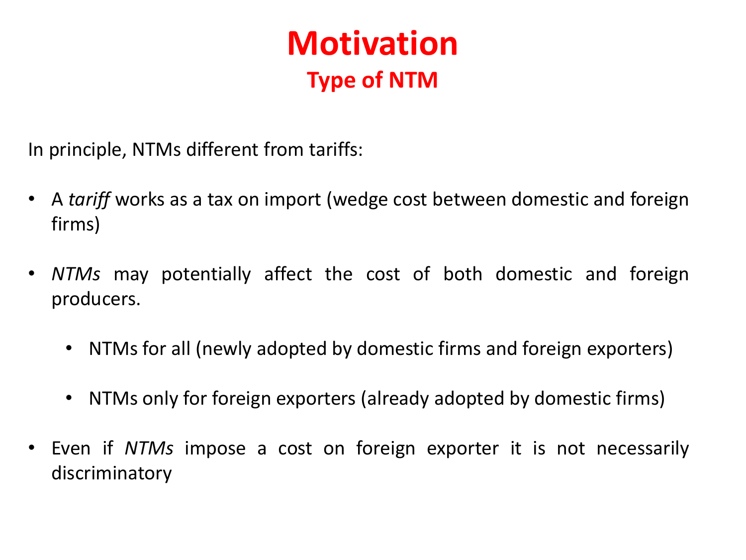# Motivation

## Type of NTM

In principle, NTMs different from tariffs:

- A *tariff* works as a tax on import (wedge cost between domestic and foreign firms)
- *NTMs* may potentially affect the cost of both domestic and foreign producers.
  - NTMs for all (newly adopted by domestic firms and foreign exporters)
  - NTMs only for foreign exporters (already adopted by domestic firms)
- Even if *NTMs* impose a cost on foreign exporter it is not necessarily discriminatory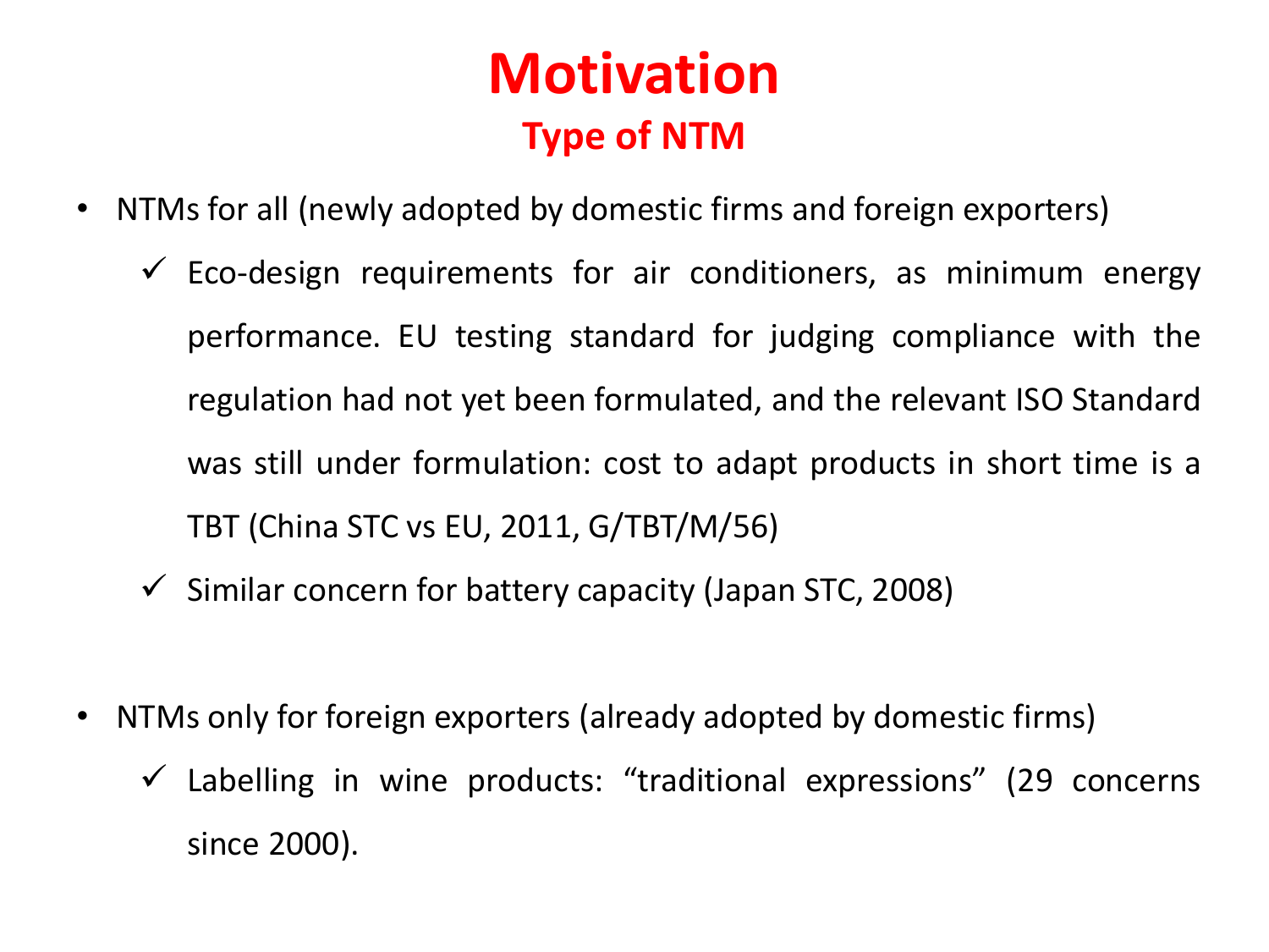# Motivation

## Type of NTM

- NTMs for all (newly adopted by domestic firms and foreign exporters)
  - ✓ Eco-design requirements for air conditioners, as minimum energy performance. EU testing standard for judging compliance with the regulation had not yet been formulated, and the relevant ISO Standard was still under formulation: cost to adapt products in short time is a TBT (China STC vs EU, 2011, G/TBT/M/56)
  - ✓ Similar concern for battery capacity (Japan STC, 2008)

- NTMs only for foreign exporters (already adopted by domestic firms)
  - ✓ Labelling in wine products: “traditional expressions” (29 concerns since 2000).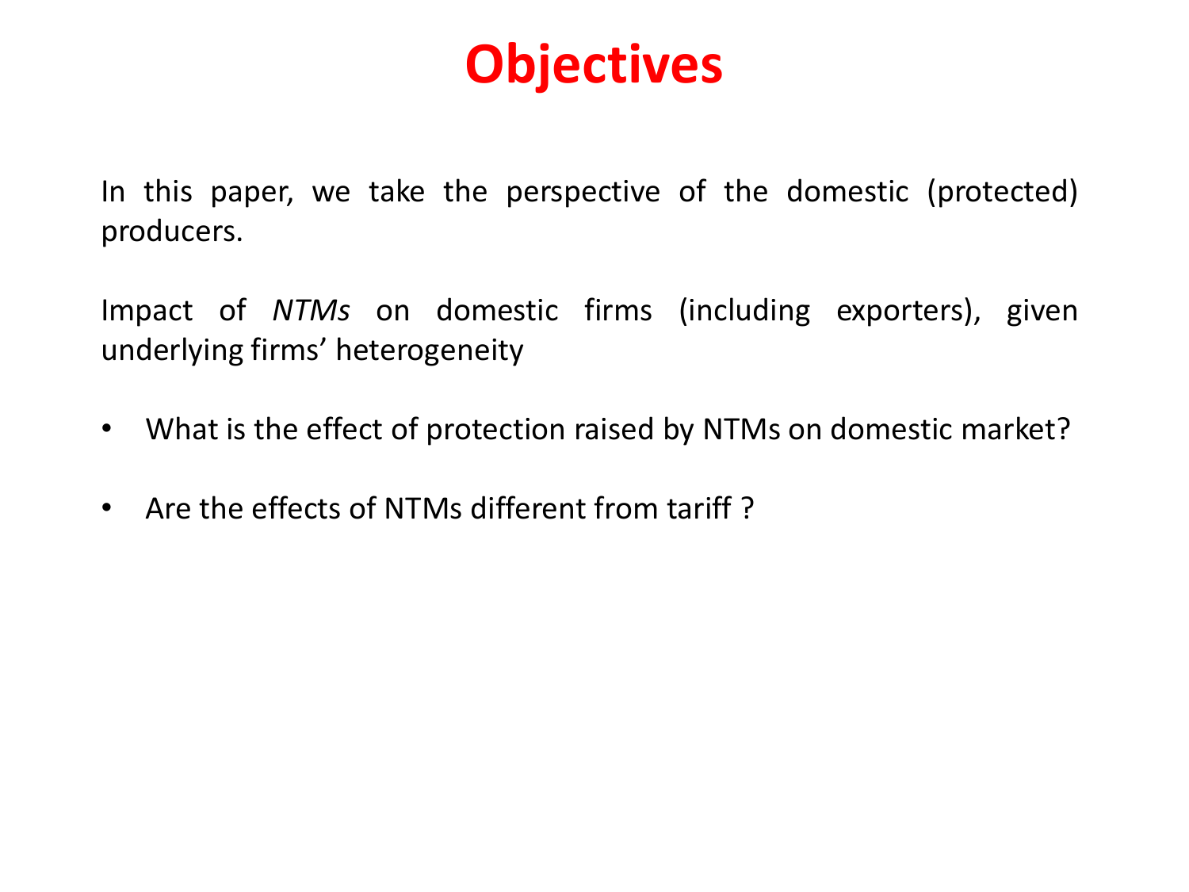# Objectives

In this paper, we take the perspective of the domestic (protected) producers.

Impact of *NTMs* on domestic firms (including exporters), given underlying firms' heterogeneity

- What is the effect of protection raised by NTMs on domestic market?
- Are the effects of NTMs different from tariff ?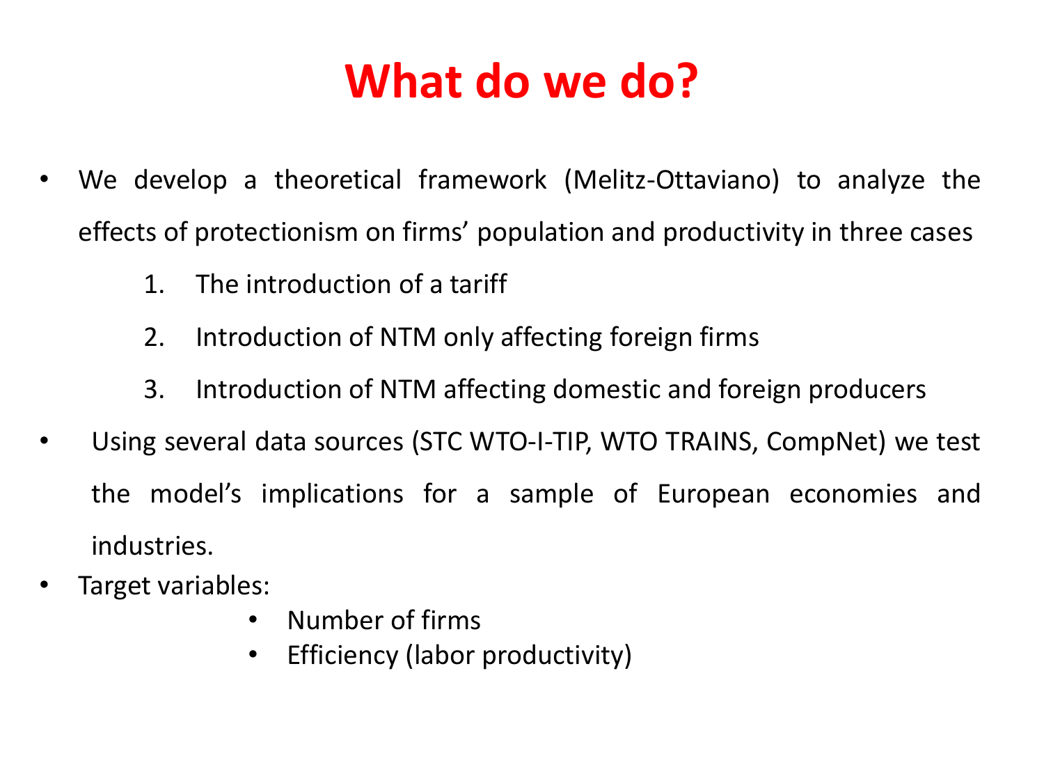# What do we do?

- We develop a theoretical framework (Melitz-Ottaviano) to analyze the effects of protectionism on firms' population and productivity in three cases
    1. The introduction of a tariff
    2. Introduction of NTM only affecting foreign firms
    3. Introduction of NTM affecting domestic and foreign producers
- Using several data sources (STC WTO-I-TIP, WTO TRAINS, CompNet) we test the model's implications for a sample of European economies and industries.
- Target variables:
    - Number of firms
    - Efficiency (labor productivity)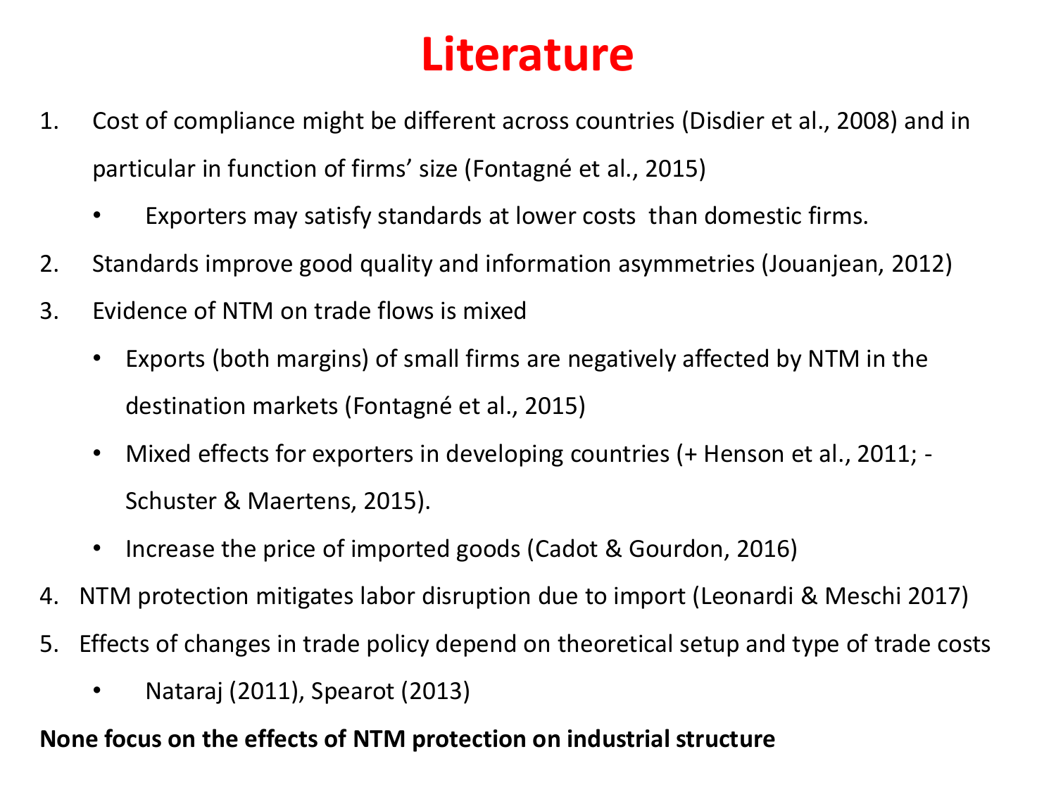# Literature

1. Cost of compliance might be different across countries (Disdier et al., 2008) and in particular in function of firms' size (Fontagné et al., 2015)
   - Exporters may satisfy standards at lower costs than domestic firms.
2. Standards improve good quality and information asymmetries (Jouanjean, 2012)
3. Evidence of NTM on trade flows is mixed
   - Exports (both margins) of small firms are negatively affected by NTM in the destination markets (Fontagné et al., 2015)
   - Mixed effects for exporters in developing countries (+ Henson et al., 2011; - Schuster & Maertens, 2015).
   - Increase the price of imported goods (Cadot & Gourdon, 2016)
4. NTM protection mitigates labor disruption due to import (Leonardi & Meschi 2017)
5. Effects of changes in trade policy depend on theoretical setup and type of trade costs
   - Nataraj (2011), Spearot (2013)

**None focus on the effects of NTM protection on industrial structure**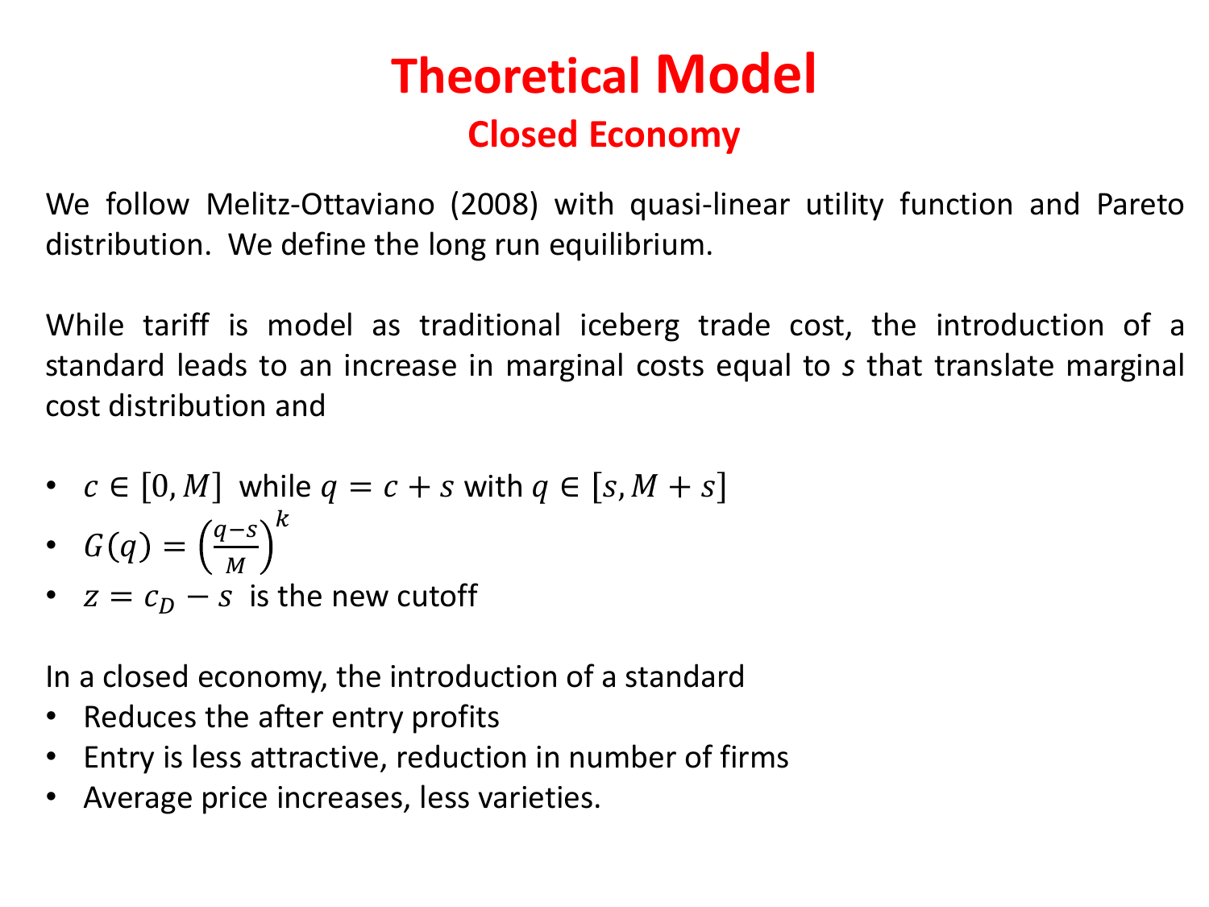# Theoretical Model

## Closed Economy

We follow Melitz-Ottaviano (2008) with quasi-linear utility function and Pareto distribution. We define the long run equilibrium.

While tariff is model as traditional iceberg trade cost, the introduction of a standard leads to an increase in marginal costs equal to $s$ that translate marginal cost distribution and

- $c \in [0, M]$ while $q = c + s$ with $q \in [s, M + s]$
- $G(q) = \left(\frac{q-s}{M}\right)^k$
- $z = c_D - s$ is the new cutoff

In a closed economy, the introduction of a standard

- Reduces the after entry profits
- Entry is less attractive, reduction in number of firms
- Average price increases, less varieties.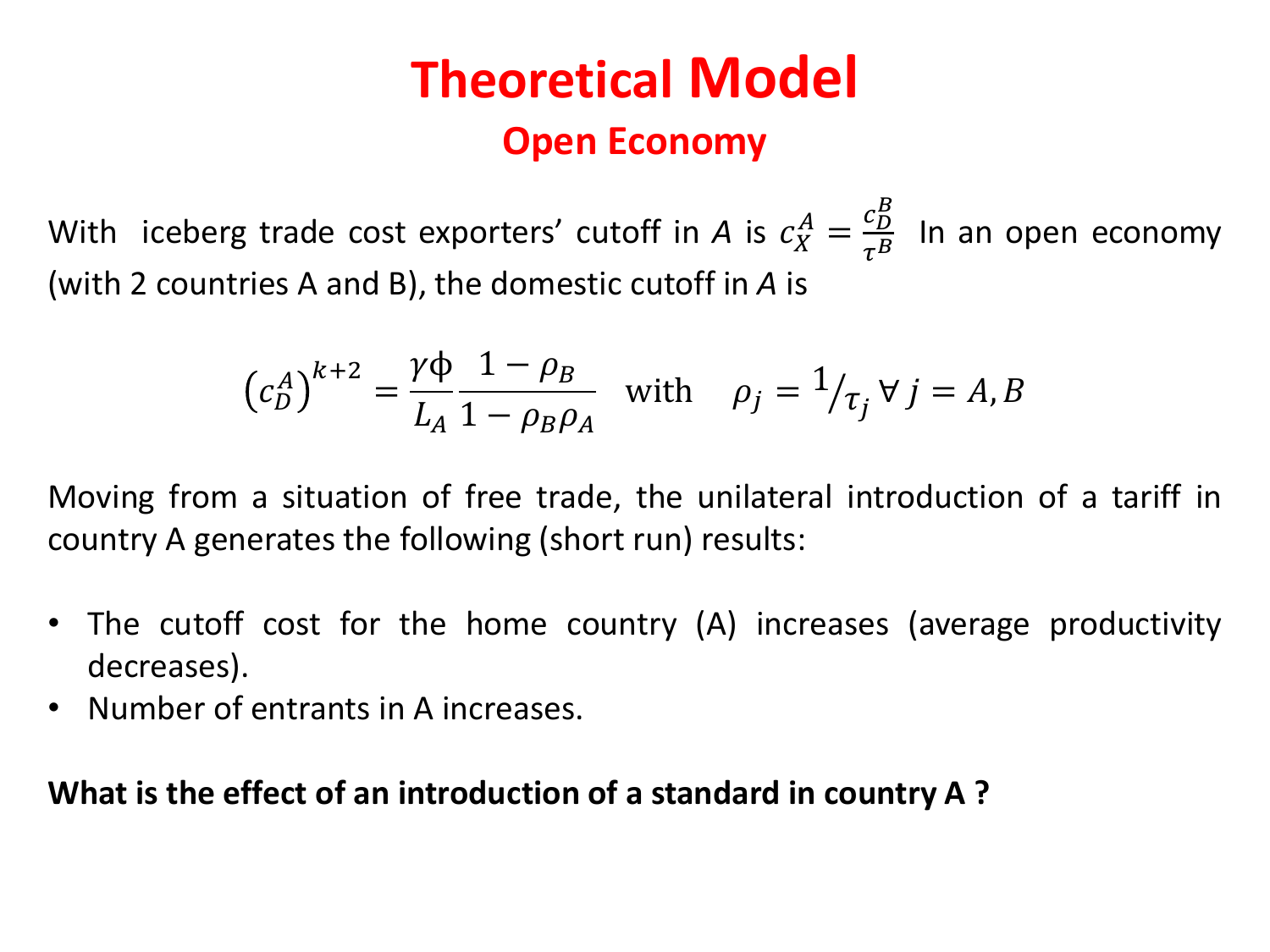# Theoretical Model

## Open Economy

With iceberg trade cost exporters' cutoff in $A$ is $c_X^A = \frac{c_D^B}{\tau^B}$ In an open economy (with 2 countries A and B), the domestic cutoff in $A$ is

$$\left(c_D^A\right)^{k+2} = \frac{\gamma\phi}{L_A}\frac{1-\rho_B}{1-\rho_B\rho_A} \quad \text{with} \quad \rho_j = {}^{1}/_{\tau_j}\, \forall\, j = A, B$$

Moving from a situation of free trade, the unilateral introduction of a tariff in country A generates the following (short run) results:

- The cutoff cost for the home country (A) increases (average productivity decreases).
- Number of entrants in A increases.

**What is the effect of an introduction of a standard in country A ?**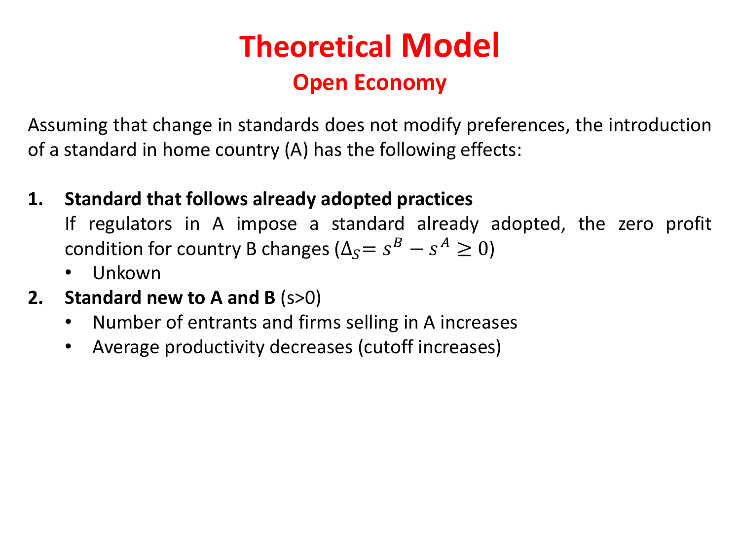# Theoretical Model

## Open Economy

Assuming that change in standards does not modify preferences, the introduction of a standard in home country (A) has the following effects:

1. **Standard that follows already adopted practices**
   If regulators in A impose a standard already adopted, the zero profit condition for country B changes ($\Delta_S = s^B - s^A \geq 0$)
   - Unkown
2. **Standard new to A and B** (s>0)
   - Number of entrants and firms selling in A increases
   - Average productivity decreases (cutoff increases)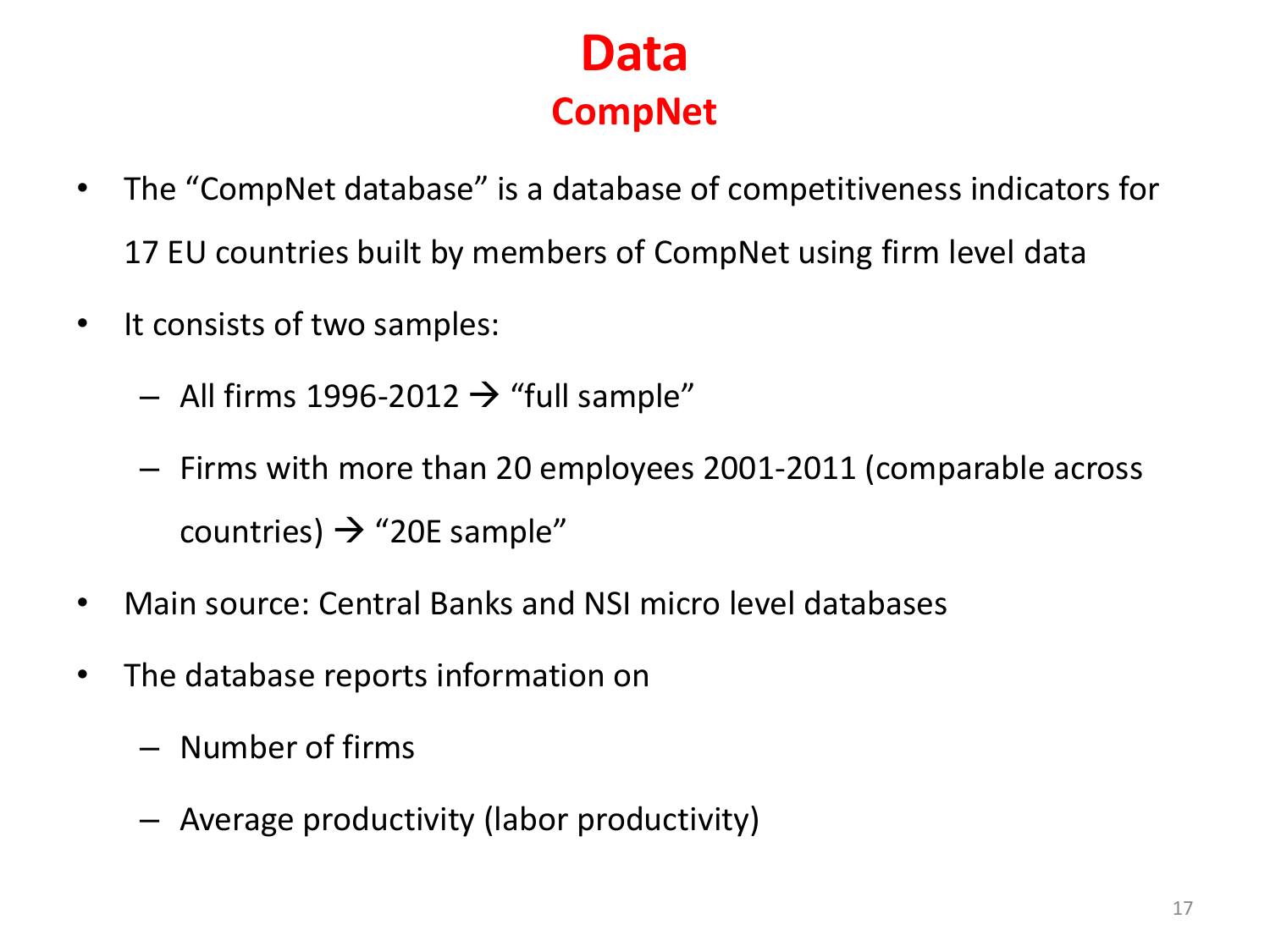# Data

## CompNet

- The "CompNet database" is a database of competitiveness indicators for 17 EU countries built by members of CompNet using firm level data
- It consists of two samples:
  - All firms 1996-2012 → "full sample"
  - Firms with more than 20 employees 2001-2011 (comparable across countries) → "20E sample"
- Main source: Central Banks and NSI micro level databases
- The database reports information on
  - Number of firms
  - Average productivity (labor productivity)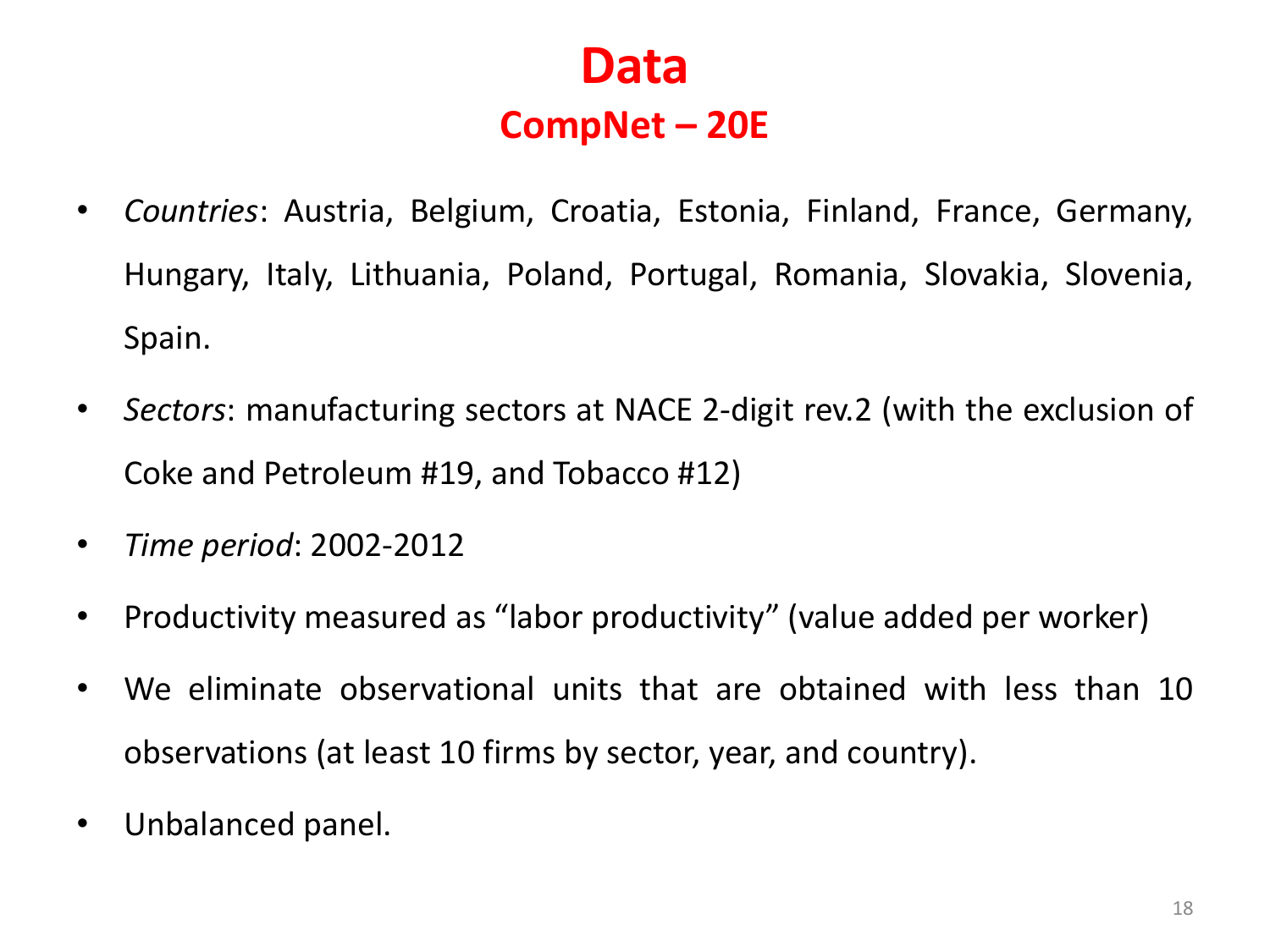# Data

## CompNet – 20E

- *Countries*: Austria, Belgium, Croatia, Estonia, Finland, France, Germany, Hungary, Italy, Lithuania, Poland, Portugal, Romania, Slovakia, Slovenia, Spain.
- *Sectors*: manufacturing sectors at NACE 2-digit rev.2 (with the exclusion of Coke and Petroleum #19, and Tobacco #12)
- *Time period*: 2002-2012
- Productivity measured as "labor productivity" (value added per worker)
- We eliminate observational units that are obtained with less than 10 observations (at least 10 firms by sector, year, and country).
- Unbalanced panel.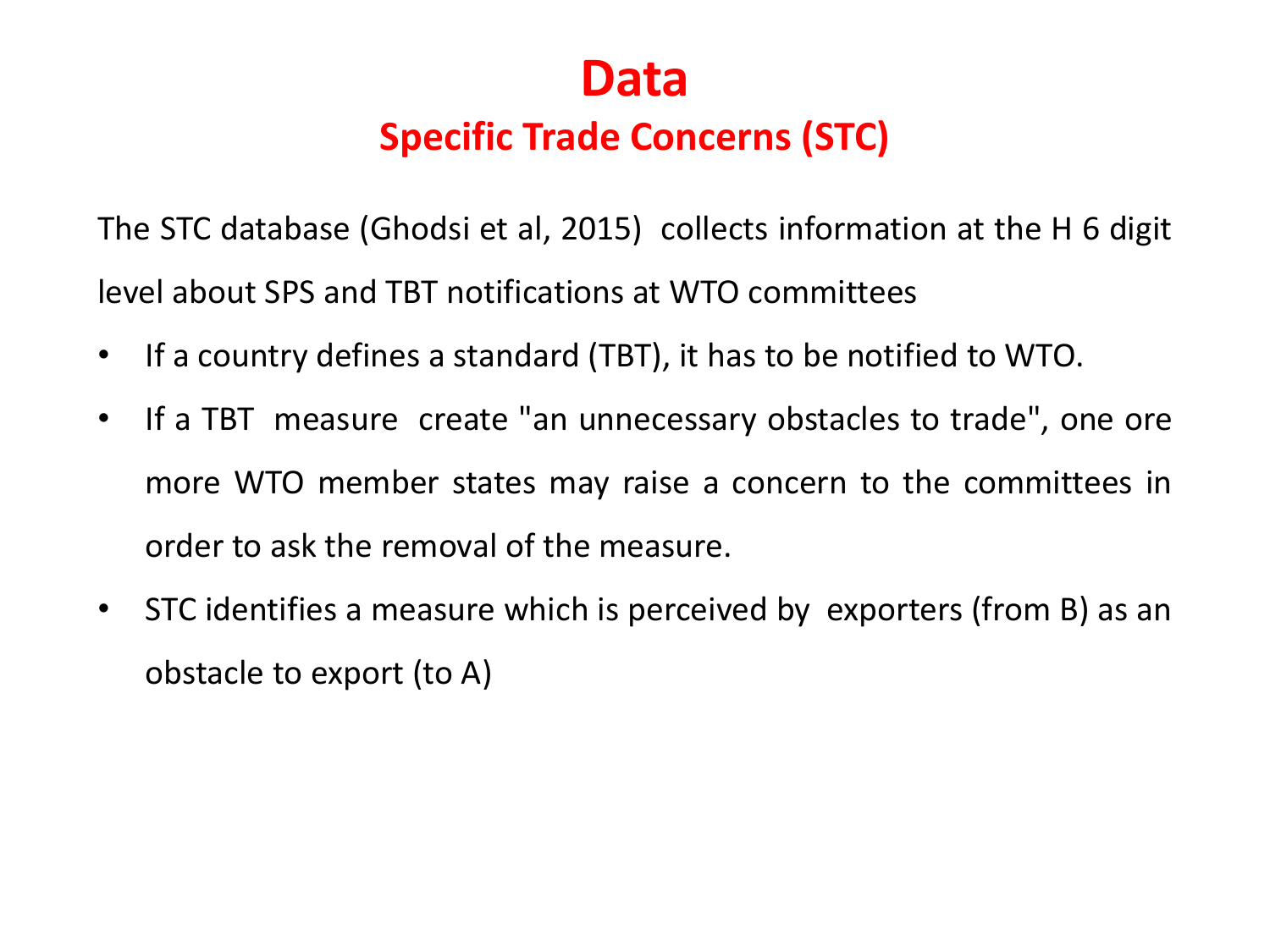# Data

## Specific Trade Concerns (STC)

The STC database (Ghodsi et al, 2015) collects information at the H 6 digit level about SPS and TBT notifications at WTO committees

- If a country defines a standard (TBT), it has to be notified to WTO.
- If a TBT measure create "an unnecessary obstacles to trade", one ore more WTO member states may raise a concern to the committees in order to ask the removal of the measure.
- STC identifies a measure which is perceived by exporters (from B) as an obstacle to export (to A)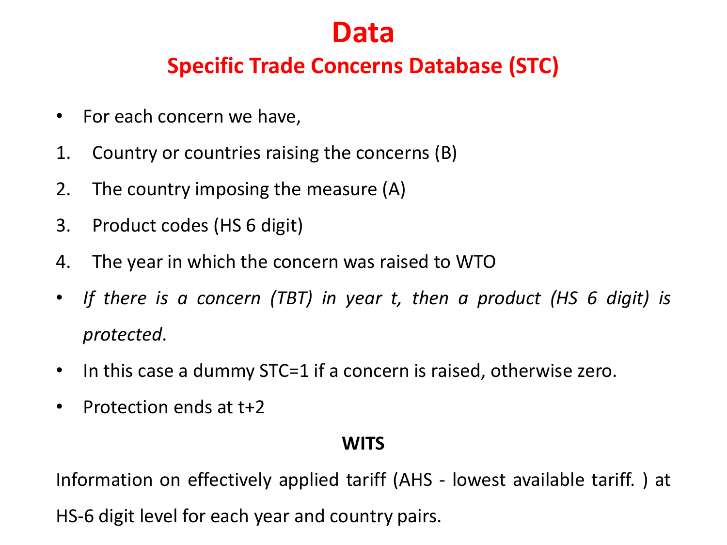# Data

## Specific Trade Concerns Database (STC)

- For each concern we have,

1. Country or countries raising the concerns (B)
2. The country imposing the measure (A)
3. Product codes (HS 6 digit)
4. The year in which the concern was raised to WTO

- *If there is a concern (TBT) in year t, then a product (HS 6 digit) is protected*.
- In this case a dummy STC=1 if a concern is raised, otherwise zero.
- Protection ends at t+2

**WITS**

Information on effectively applied tariff (AHS - lowest available tariff. ) at HS-6 digit level for each year and country pairs.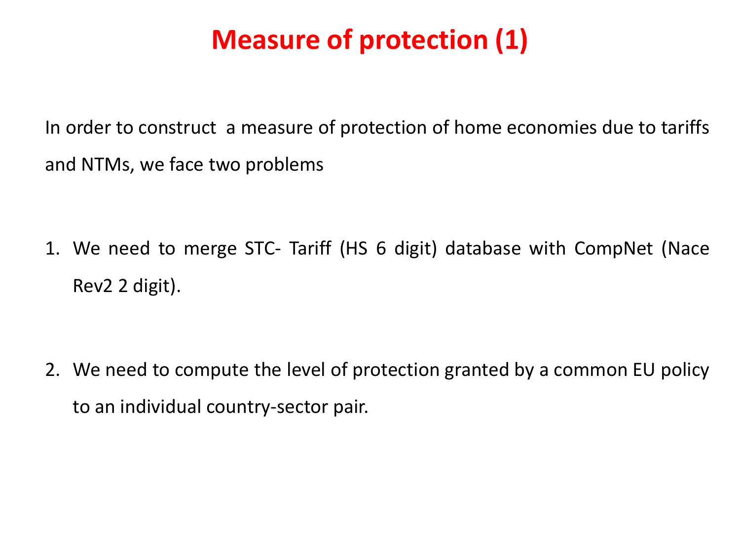# Measure of protection (1)

In order to construct  a measure of protection of home economies due to tariffs and NTMs, we face two problems

1. We need to merge STC- Tariff (HS 6 digit) database with CompNet (Nace Rev2 2 digit).

2. We need to compute the level of protection granted by a common EU policy to an individual country-sector pair.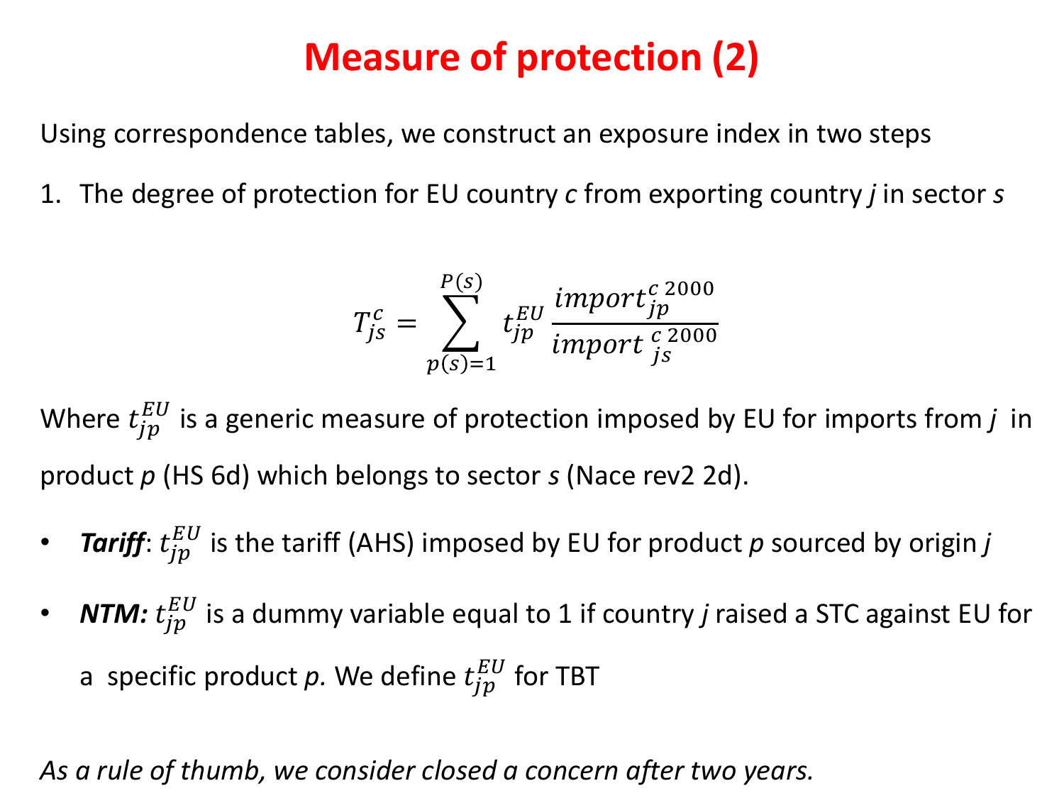# Measure of protection (2)

Using correspondence tables, we construct an exposure index in two steps

1. The degree of protection for EU country *c* from exporting country *j* in sector *s*

$$T_{js}^{c} = \sum_{p(s)=1}^{P(s)} t_{jp}^{EU} \frac{import_{jp}^{c\,2000}}{import_{\;js}^{\,c\,2000}}$$

Where $t_{jp}^{EU}$ is a generic measure of protection imposed by EU for imports from *j* in product *p* (HS 6d) which belongs to sector *s* (Nace rev2 2d).

- ***Tariff***: $t_{jp}^{EU}$ is the tariff (AHS) imposed by EU for product *p* sourced by origin *j*
- ***NTM:*** $t_{jp}^{EU}$ is a dummy variable equal to 1 if country *j* raised a STC against EU for a specific product *p.* We define $t_{jp}^{EU}$ for TBT

*As a rule of thumb, we consider closed a concern after two years.*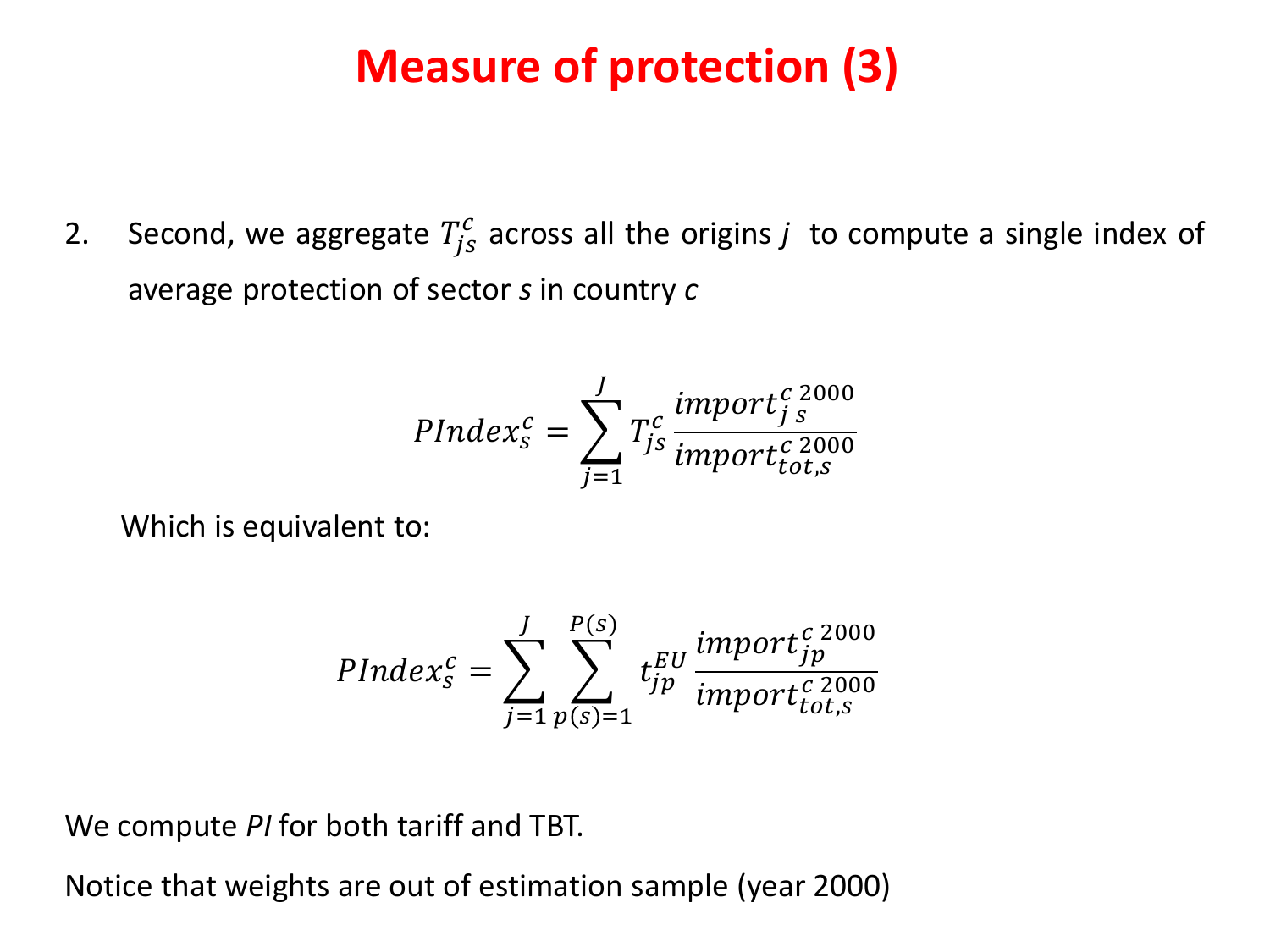# Measure of protection (3)

2. Second, we aggregate $T_{js}^{c}$ across all the origins $j$ to compute a single index of average protection of sector $s$ in country $c$

$$PIndex_{s}^{c} = \sum_{j=1}^{J} T_{js}^{c} \frac{import_{j\,s}^{c\;2000}}{import_{tot,s}^{c\;2000}}$$

Which is equivalent to:

$$PIndex_{s}^{c} = \sum_{j=1}^{J} \sum_{p(s)=1}^{P(s)} t_{jp}^{EU} \frac{import_{jp}^{c\;2000}}{import_{tot,s}^{c\;2000}}$$

We compute *PI* for both tariff and TBT.

Notice that weights are out of estimation sample (year 2000)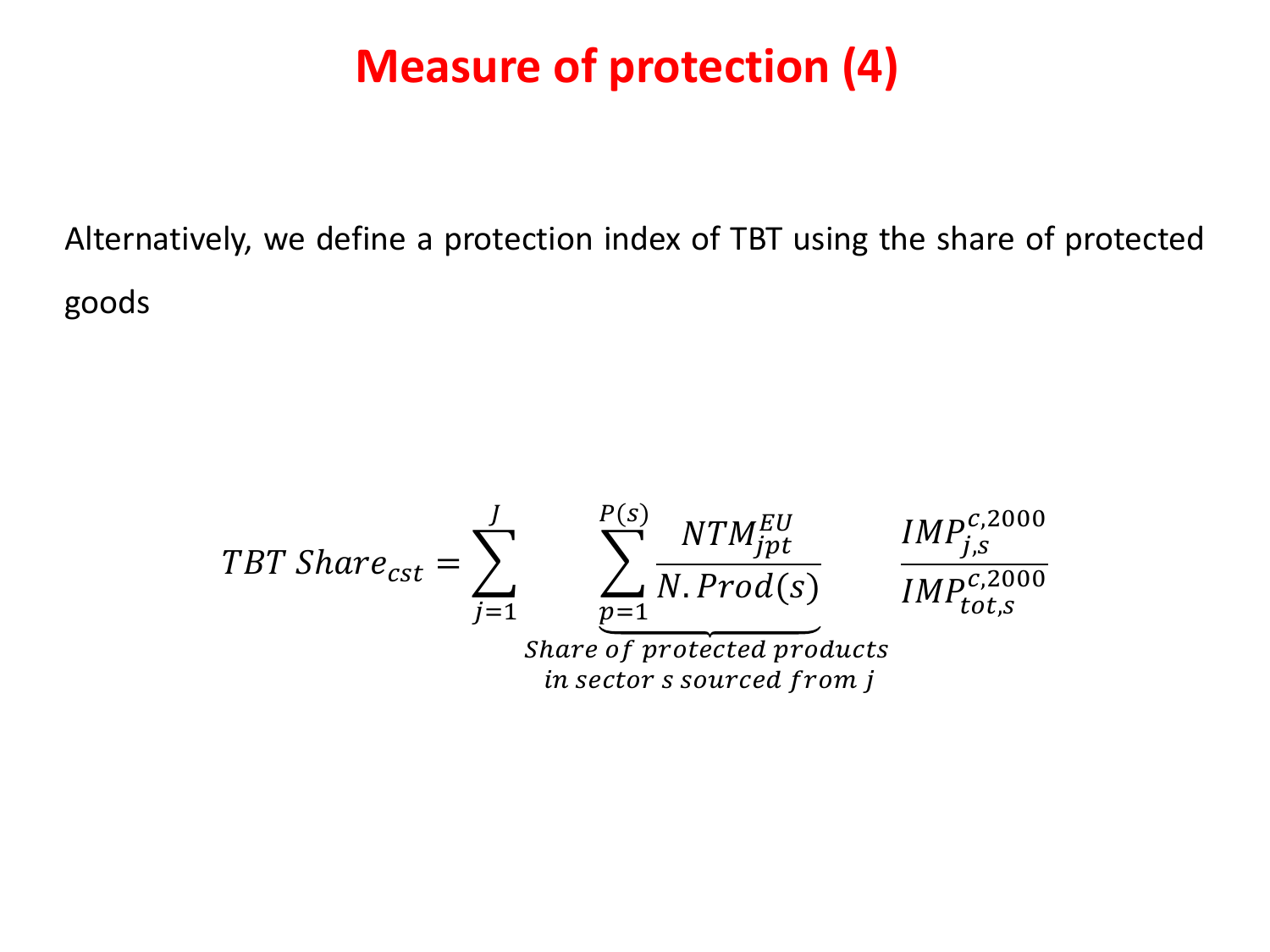# Measure of protection (4)

Alternatively, we define a protection index of TBT using the share of protected goods

$$TBT\ Share_{cst} = \sum_{j=1}^{J} \underbrace{\sum_{p=1}^{P(s)} \frac{NTM_{jpt}^{EU}}{N.Prod(s)}}_{\substack{Share\ of\ protected\ products \\ in\ sector\ s\ sourced\ from\ j}} \frac{IMP_{j,s}^{c,2000}}{IMP_{tot,s}^{c,2000}}$$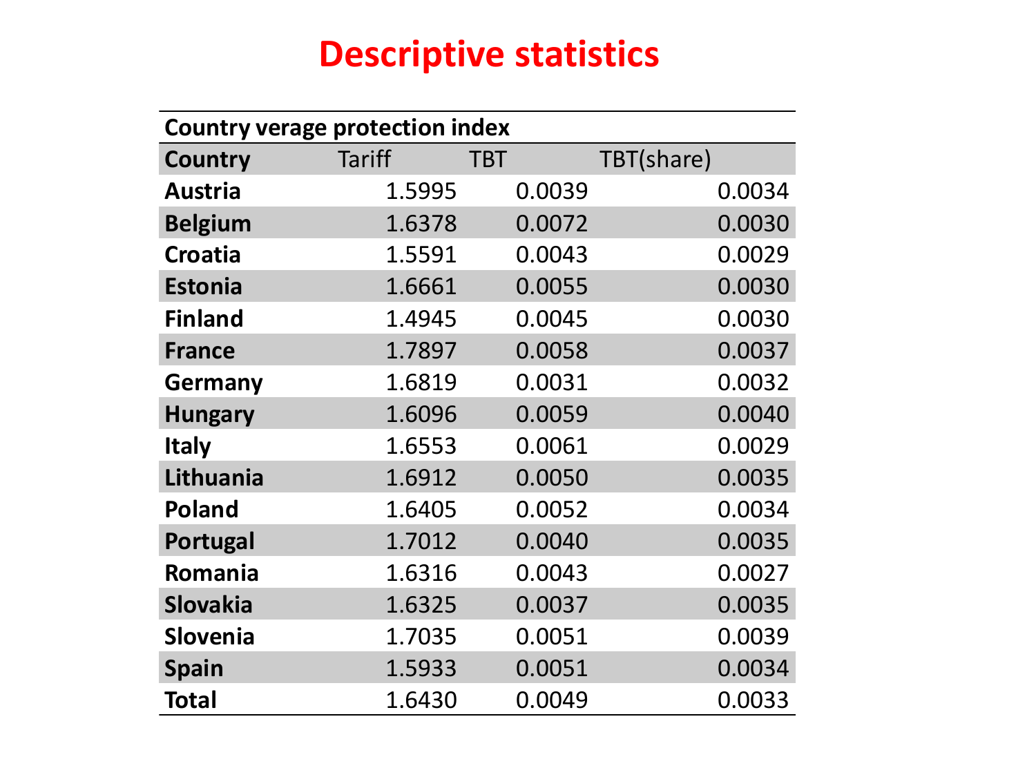# Descriptive statistics

| Country verage protection index | | | |
|---|---|---|---|
| **Country** | Tariff | TBT | TBT(share) |
| **Austria** | 1.5995 | 0.0039 | 0.0034 |
| **Belgium** | 1.6378 | 0.0072 | 0.0030 |
| **Croatia** | 1.5591 | 0.0043 | 0.0029 |
| **Estonia** | 1.6661 | 0.0055 | 0.0030 |
| **Finland** | 1.4945 | 0.0045 | 0.0030 |
| **France** | 1.7897 | 0.0058 | 0.0037 |
| **Germany** | 1.6819 | 0.0031 | 0.0032 |
| **Hungary** | 1.6096 | 0.0059 | 0.0040 |
| **Italy** | 1.6553 | 0.0061 | 0.0029 |
| **Lithuania** | 1.6912 | 0.0050 | 0.0035 |
| **Poland** | 1.6405 | 0.0052 | 0.0034 |
| **Portugal** | 1.7012 | 0.0040 | 0.0035 |
| **Romania** | 1.6316 | 0.0043 | 0.0027 |
| **Slovakia** | 1.6325 | 0.0037 | 0.0035 |
| **Slovenia** | 1.7035 | 0.0051 | 0.0039 |
| **Spain** | 1.5933 | 0.0051 | 0.0034 |
| **Total** | 1.6430 | 0.0049 | 0.0033 |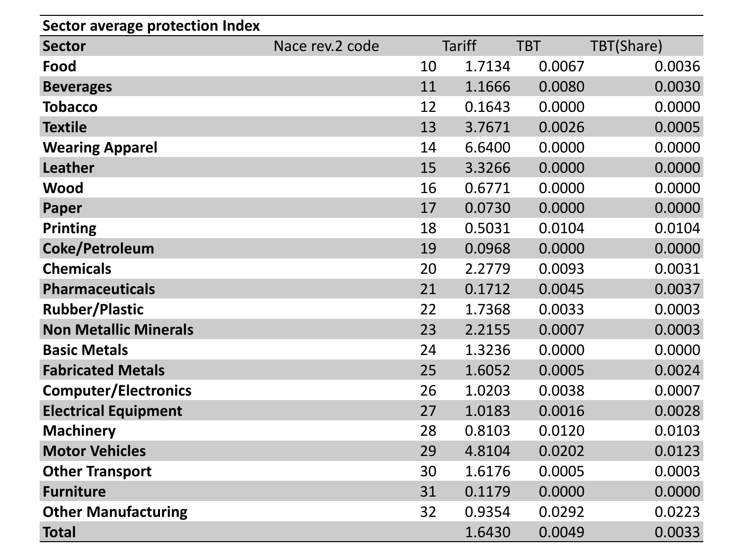**Sector average protection Index**

| Sector | Nace rev.2 code | Tariff | TBT | TBT(Share) |
|---|---|---|---|---|
| **Food** | 10 | 1.7134 | 0.0067 | 0.0036 |
| **Beverages** | 11 | 1.1666 | 0.0080 | 0.0030 |
| **Tobacco** | 12 | 0.1643 | 0.0000 | 0.0000 |
| **Textile** | 13 | 3.7671 | 0.0026 | 0.0005 |
| **Wearing Apparel** | 14 | 6.6400 | 0.0000 | 0.0000 |
| **Leather** | 15 | 3.3266 | 0.0000 | 0.0000 |
| **Wood** | 16 | 0.6771 | 0.0000 | 0.0000 |
| **Paper** | 17 | 0.0730 | 0.0000 | 0.0000 |
| **Printing** | 18 | 0.5031 | 0.0104 | 0.0104 |
| **Coke/Petroleum** | 19 | 0.0968 | 0.0000 | 0.0000 |
| **Chemicals** | 20 | 2.2779 | 0.0093 | 0.0031 |
| **Pharmaceuticals** | 21 | 0.1712 | 0.0045 | 0.0037 |
| **Rubber/Plastic** | 22 | 1.7368 | 0.0033 | 0.0003 |
| **Non Metallic Minerals** | 23 | 2.2155 | 0.0007 | 0.0003 |
| **Basic Metals** | 24 | 1.3236 | 0.0000 | 0.0000 |
| **Fabricated Metals** | 25 | 1.6052 | 0.0005 | 0.0024 |
| **Computer/Electronics** | 26 | 1.0203 | 0.0038 | 0.0007 |
| **Electrical Equipment** | 27 | 1.0183 | 0.0016 | 0.0028 |
| **Machinery** | 28 | 0.8103 | 0.0120 | 0.0103 |
| **Motor Vehicles** | 29 | 4.8104 | 0.0202 | 0.0123 |
| **Other Transport** | 30 | 1.6176 | 0.0005 | 0.0003 |
| **Furniture** | 31 | 0.1179 | 0.0000 | 0.0000 |
| **Other Manufacturing** | 32 | 0.9354 | 0.0292 | 0.0223 |
| **Total** | | 1.6430 | 0.0049 | 0.0033 |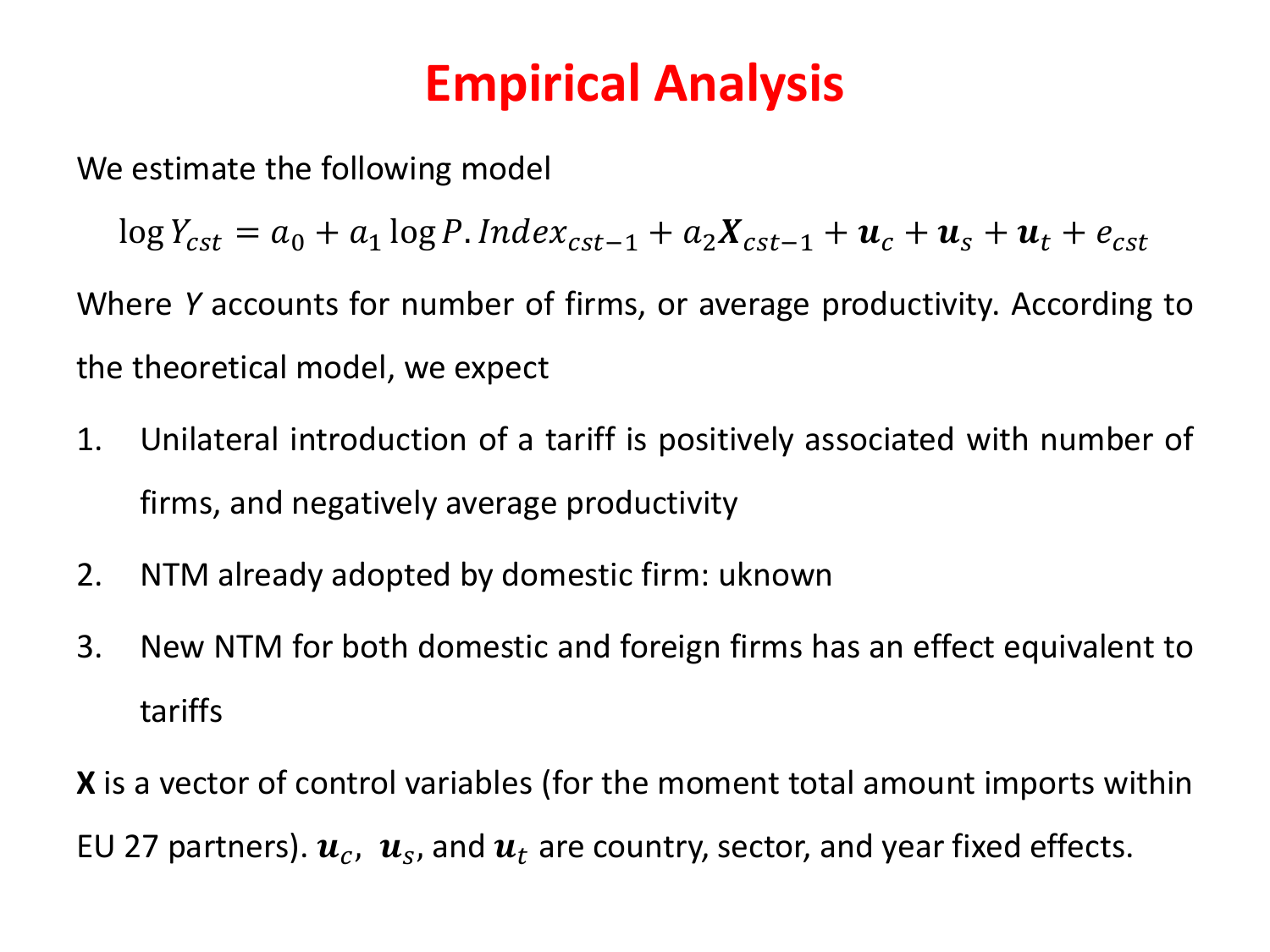# Empirical Analysis

We estimate the following model

$$\log Y_{cst} = a_0 + a_1 \log P.Index_{cst-1} + a_2 \boldsymbol{X}_{cst-1} + \boldsymbol{u}_c + \boldsymbol{u}_s + \boldsymbol{u}_t + e_{cst}$$

Where $Y$ accounts for number of firms, or average productivity. According to the theoretical model, we expect

1. Unilateral introduction of a tariff is positively associated with number of firms, and negatively average productivity
2. NTM already adopted by domestic firm: uknown
3. New NTM for both domestic and foreign firms has an effect equivalent to tariffs

**X** is a vector of control variables (for the moment total amount imports within EU 27 partners). $\boldsymbol{u}_c$, $\boldsymbol{u}_s$, and $\boldsymbol{u}_t$ are country, sector, and year fixed effects.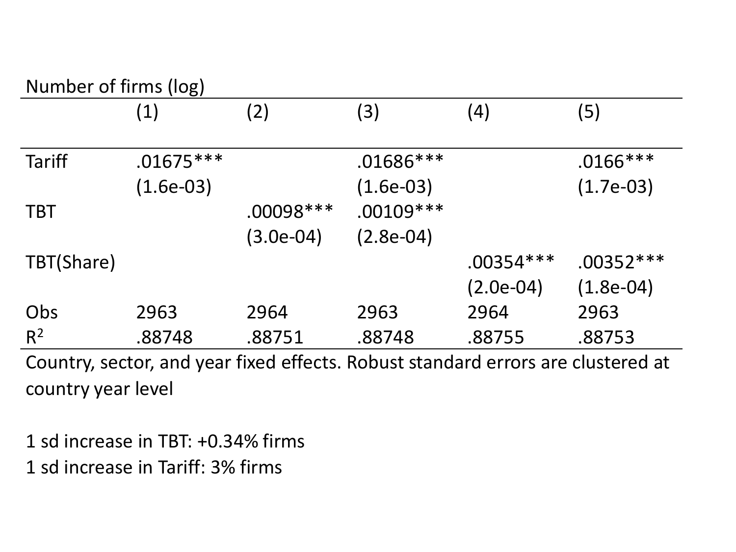Number of firms (log)

|  | (1) | (2) | (3) | (4) | (5) |
|---|---|---|---|---|---|
| Tariff | .01675*** |  | .01686*** |  | .0166*** |
|  | (1.6e-03) |  | (1.6e-03) |  | (1.7e-03) |
| TBT |  | .00098*** | .00109*** |  |  |
|  |  | (3.0e-04) | (2.8e-04) |  |  |
| TBT(Share) |  |  |  | .00354*** | .00352*** |
|  |  |  |  | (2.0e-04) | (1.8e-04) |
| Obs | 2963 | 2964 | 2963 | 2964 | 2963 |
| $R^2$ | .88748 | .88751 | .88748 | .88755 | .88753 |

Country, sector, and year fixed effects. Robust standard errors are clustered at country year level

1 sd increase in TBT: +0.34% firms

1 sd increase in Tariff: 3% firms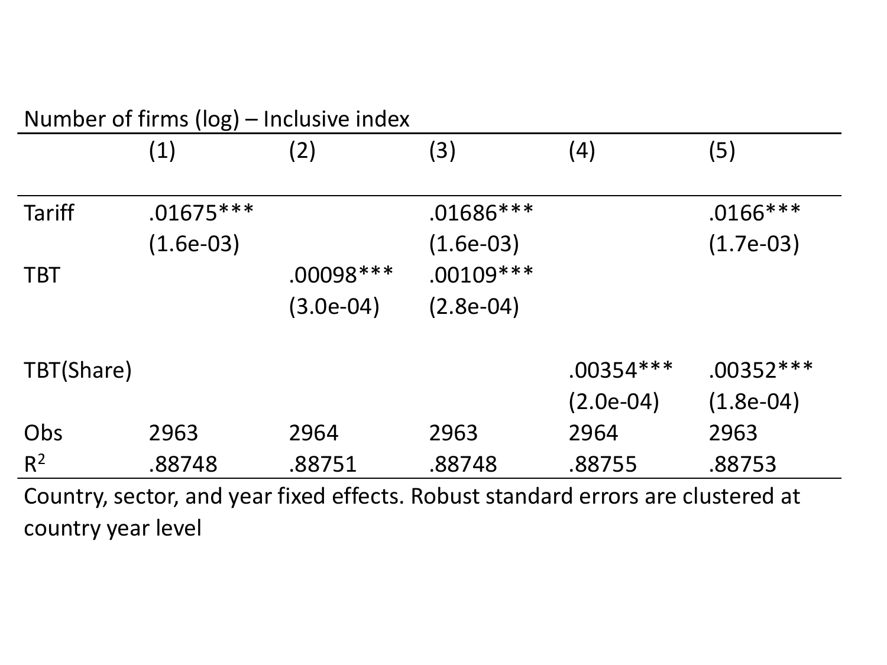Number of firms (log) – Inclusive index

| | (1) | (2) | (3) | (4) | (5) |
|---|---|---|---|---|---|
| Tariff | .01675*** | | .01686*** | | .0166*** |
| | (1.6e-03) | | (1.6e-03) | | (1.7e-03) |
| TBT | | .00098*** | .00109*** | | |
| | | (3.0e-04) | (2.8e-04) | | |
| TBT(Share) | | | | .00354*** | .00352*** |
| | | | | (2.0e-04) | (1.8e-04) |
| Obs | 2963 | 2964 | 2963 | 2964 | 2963 |
| $R^2$ | .88748 | .88751 | .88748 | .88755 | .88753 |

Country, sector, and year fixed effects. Robust standard errors are clustered at country year level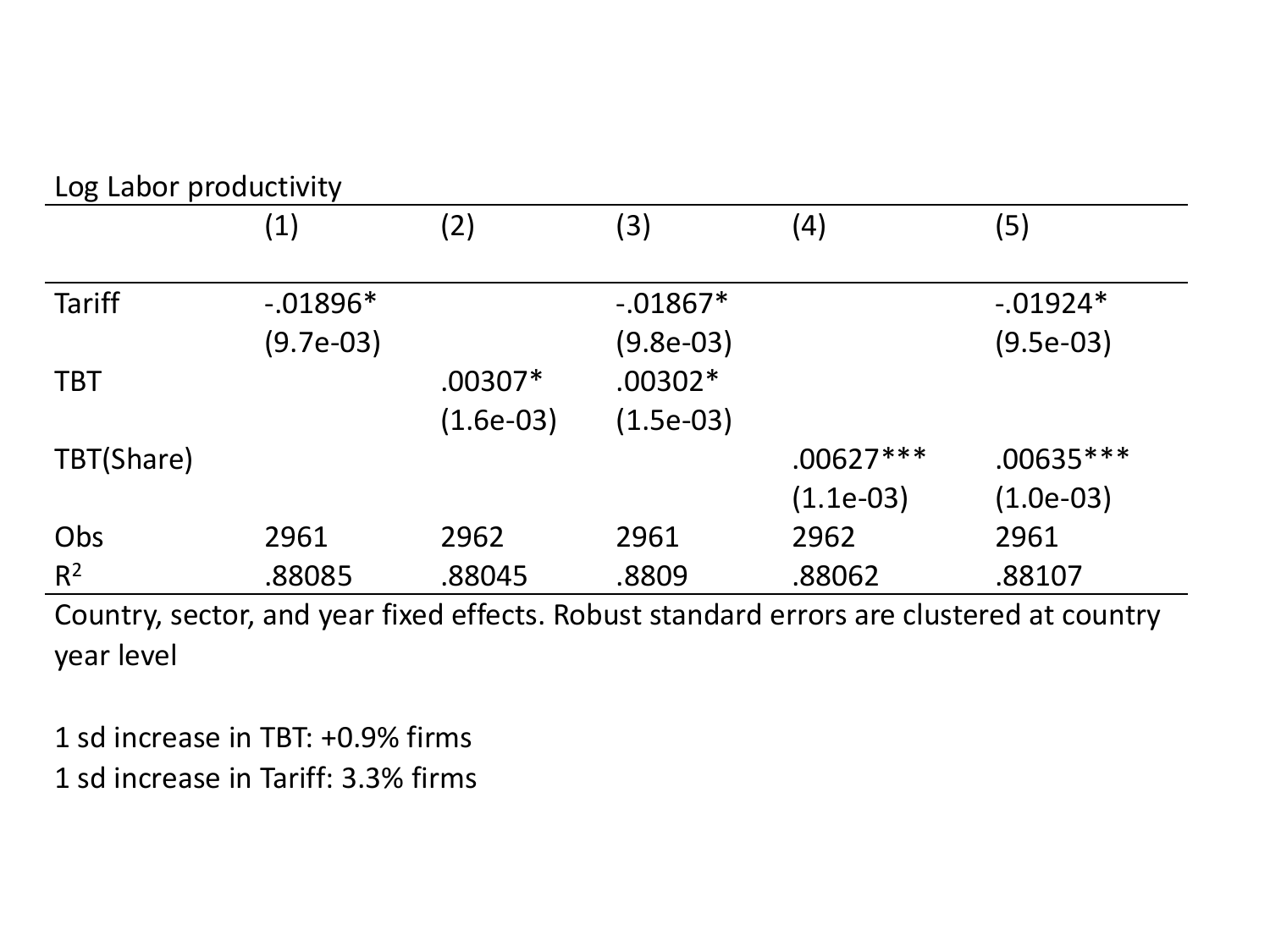Log Labor productivity

| | (1) | (2) | (3) | (4) | (5) |
|---|---|---|---|---|---|
| Tariff | -.01896* | | -.01867* | | -.01924* |
| | (9.7e-03) | | (9.8e-03) | | (9.5e-03) |
| TBT | | .00307* | .00302* | | |
| | | (1.6e-03) | (1.5e-03) | | |
| TBT(Share) | | | | .00627*** | .00635*** |
| | | | | (1.1e-03) | (1.0e-03) |
| Obs | 2961 | 2962 | 2961 | 2962 | 2961 |
| $R^2$ | .88085 | .88045 | .8809 | .88062 | .88107 |

Country, sector, and year fixed effects. Robust standard errors are clustered at country year level

1 sd increase in TBT: +0.9% firms

1 sd increase in Tariff: 3.3% firms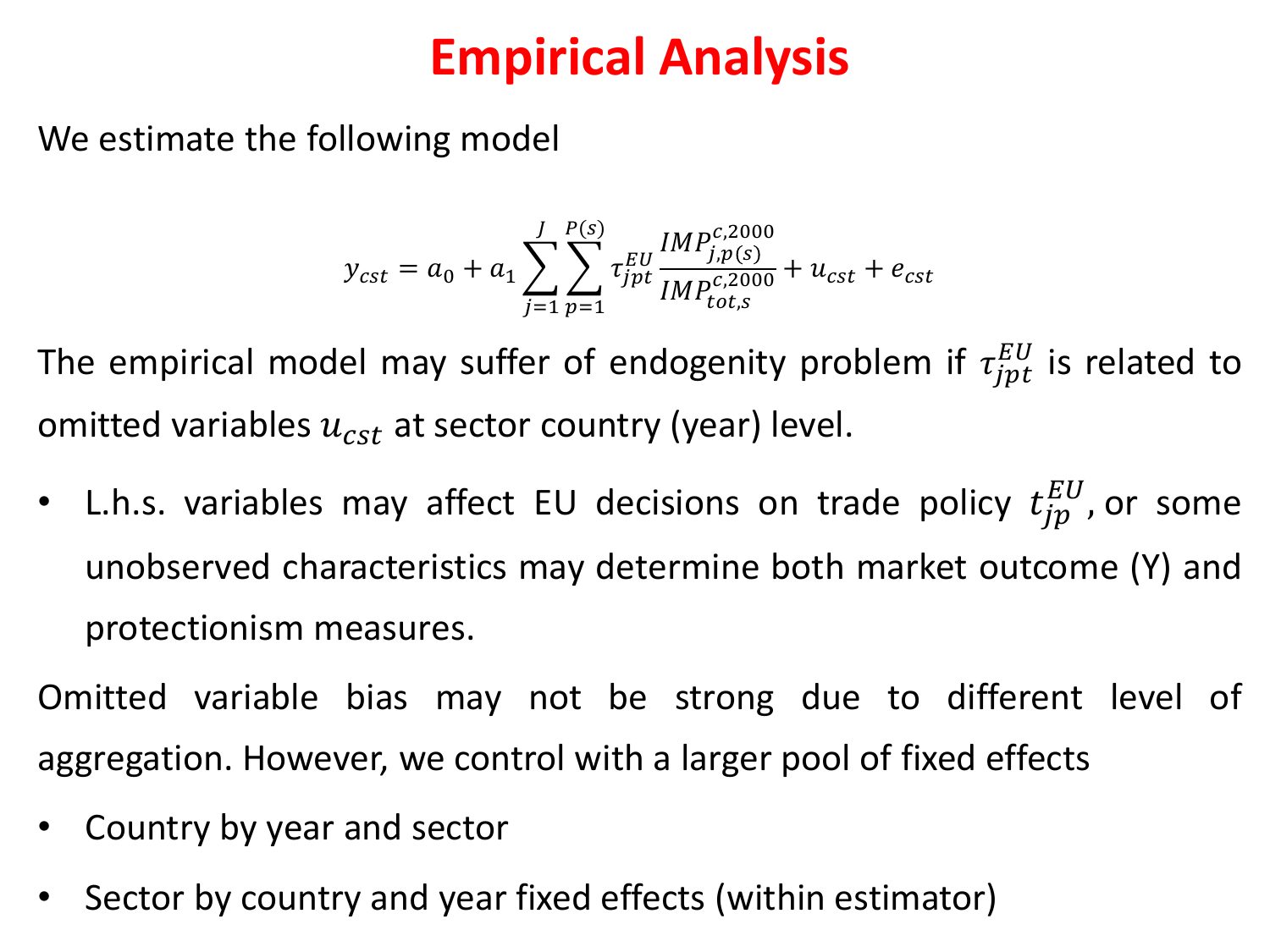# Empirical Analysis

We estimate the following model

$$y_{cst} = a_0 + a_1 \sum_{j=1}^{J} \sum_{p=1}^{P(s)} \tau_{jpt}^{EU} \frac{IMP_{j,p(s)}^{c,2000}}{IMP_{tot,s}^{c,2000}} + u_{cst} + e_{cst}$$

The empirical model may suffer of endogenity problem if $\tau_{jpt}^{EU}$ is related to omitted variables $u_{cst}$ at sector country (year) level.

- L.h.s. variables may affect EU decisions on trade policy $t_{jp}^{EU}$, or some unobserved characteristics may determine both market outcome (Y) and protectionism measures.

Omitted variable bias may not be strong due to different level of aggregation. However, we control with a larger pool of fixed effects

- Country by year and sector
- Sector by country and year fixed effects (within estimator)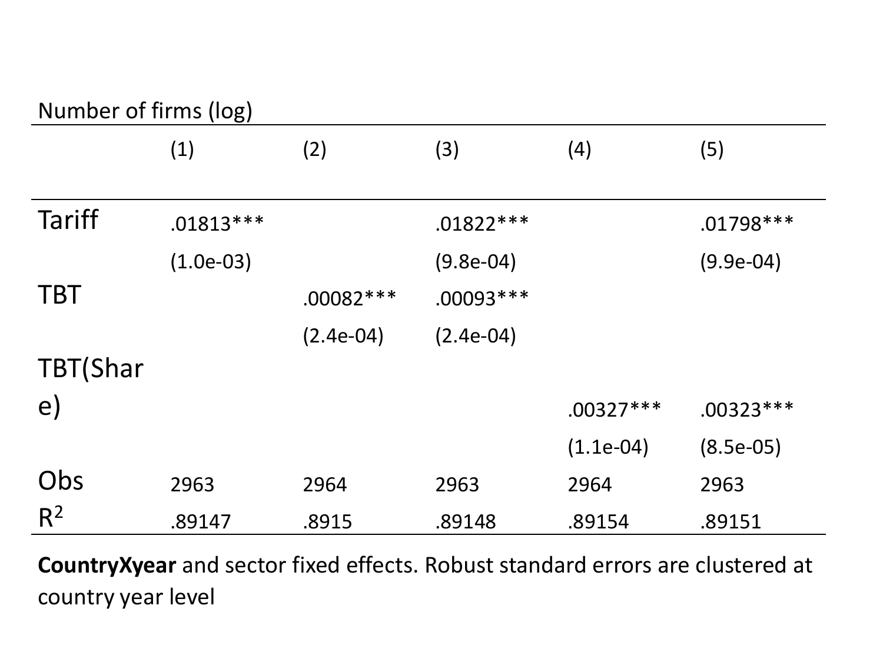Number of firms (log)

| | (1) | (2) | (3) | (4) | (5) |
|---|---|---|---|---|---|
| Tariff | .01813*** | | .01822*** | | .01798*** |
| | (1.0e-03) | | (9.8e-04) | | (9.9e-04) |
| TBT | | .00082*** | .00093*** | | |
| | | (2.4e-04) | (2.4e-04) | | |
| TBT(Share) | | | | .00327*** | .00323*** |
| | | | | (1.1e-04) | (8.5e-05) |
| Obs | 2963 | 2964 | 2963 | 2964 | 2963 |
| $R^2$ | .89147 | .8915 | .89148 | .89154 | .89151 |

**CountryXyear** and sector fixed effects. Robust standard errors are clustered at country year level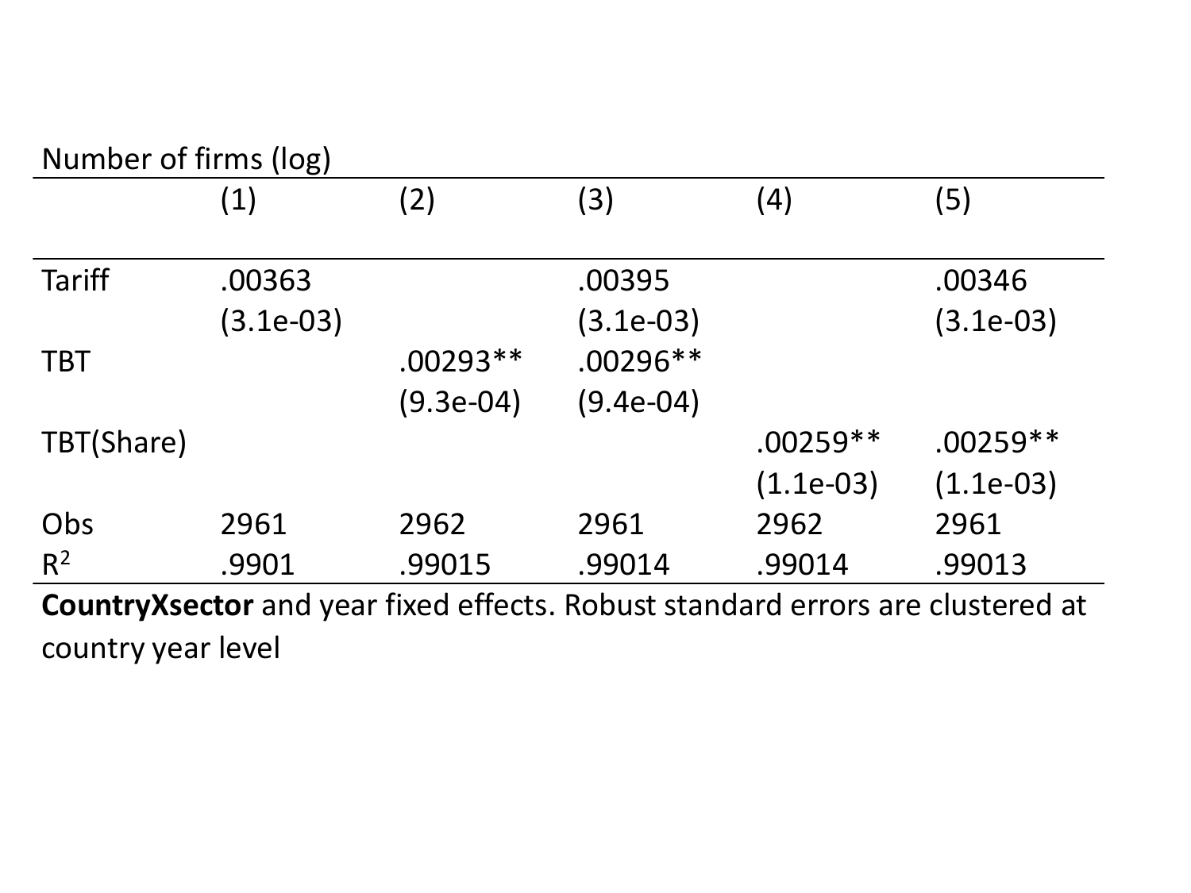Number of firms (log)

| | (1) | (2) | (3) | (4) | (5) |
|---|---|---|---|---|---|
| Tariff | .00363 | | .00395 | | .00346 |
| | (3.1e-03) | | (3.1e-03) | | (3.1e-03) |
| TBT | | .00293** | .00296** | | |
| | | (9.3e-04) | (9.4e-04) | | |
| TBT(Share) | | | | .00259** | .00259** |
| | | | | (1.1e-03) | (1.1e-03) |
| Obs | 2961 | 2962 | 2961 | 2962 | 2961 |
| $R^2$ | .9901 | .99015 | .99014 | .99014 | .99013 |

**CountryXsector** and year fixed effects. Robust standard errors are clustered at country year level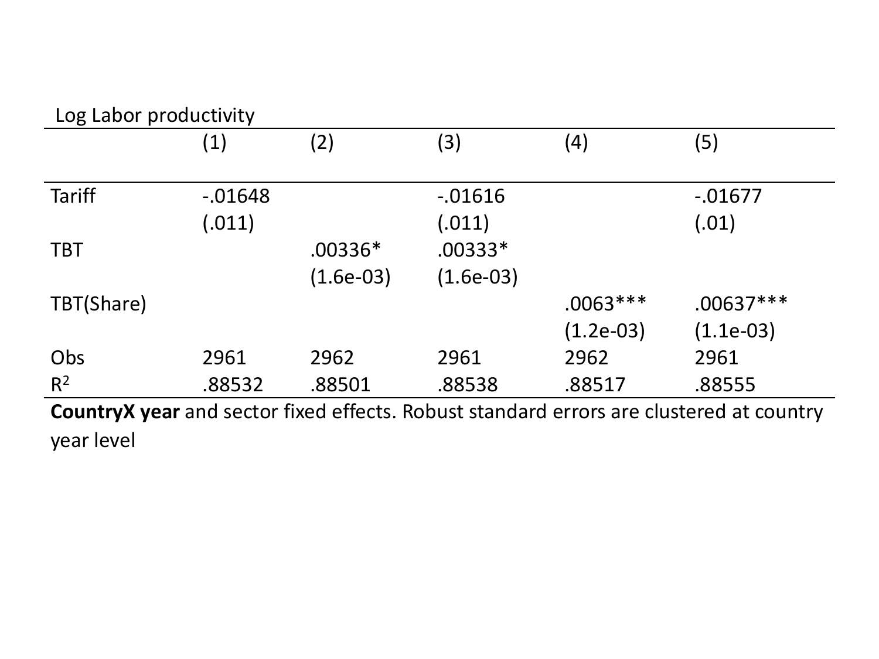Log Labor productivity

| | (1) | (2) | (3) | (4) | (5) |
|---|---|---|---|---|---|
| Tariff | -.01648 | | -.01616 | | -.01677 |
| | (.011) | | (.011) | | (.01) |
| TBT | | .00336* | .00333* | | |
| | | (1.6e-03) | (1.6e-03) | | |
| TBT(Share) | | | | .0063*** | .00637*** |
| | | | | (1.2e-03) | (1.1e-03) |
| Obs | 2961 | 2962 | 2961 | 2962 | 2961 |
| $R^2$ | .88532 | .88501 | .88538 | .88517 | .88555 |

**CountryX year** and sector fixed effects. Robust standard errors are clustered at country year level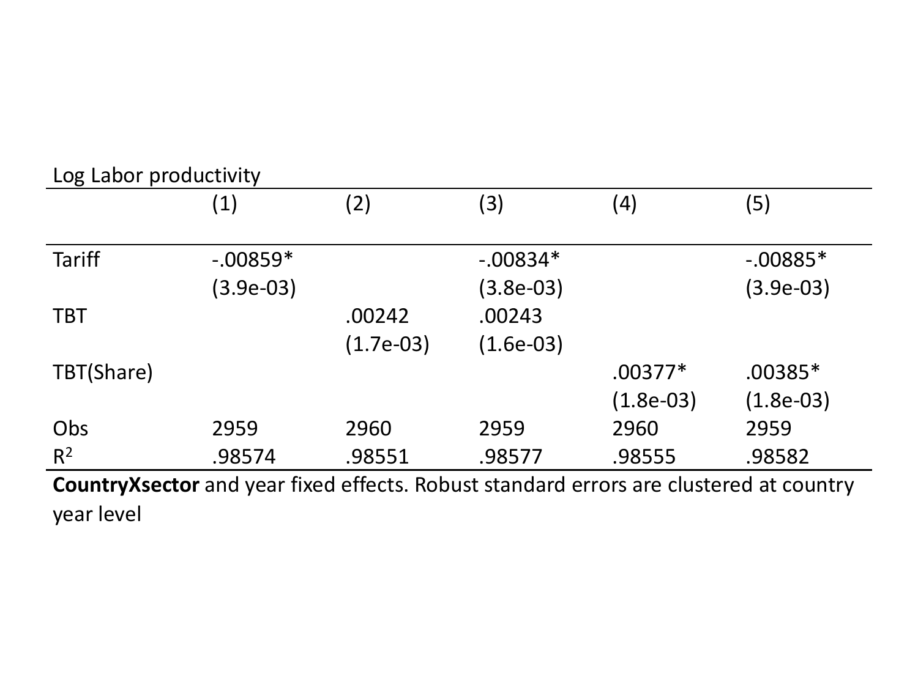Log Labor productivity

| | (1) | (2) | (3) | (4) | (5) |
|---|---|---|---|---|---|
| Tariff | -.00859* | | -.00834* | | -.00885* |
| | (3.9e-03) | | (3.8e-03) | | (3.9e-03) |
| TBT | | .00242 | .00243 | | |
| | | (1.7e-03) | (1.6e-03) | | |
| TBT(Share) | | | | .00377* | .00385* |
| | | | | (1.8e-03) | (1.8e-03) |
| Obs | 2959 | 2960 | 2959 | 2960 | 2959 |
| $R^2$ | .98574 | .98551 | .98577 | .98555 | .98582 |

**CountryXsector** and year fixed effects. Robust standard errors are clustered at country year level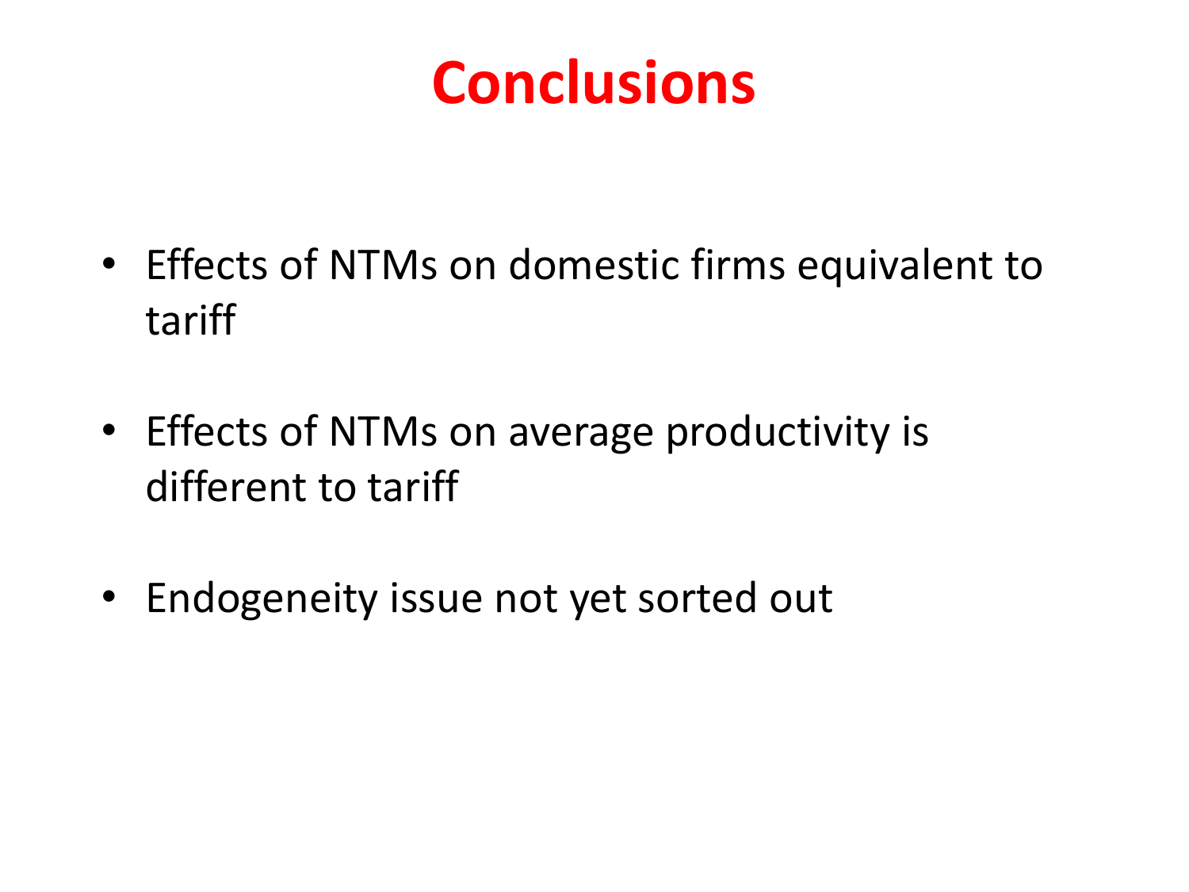# Conclusions

- Effects of NTMs on domestic firms equivalent to tariff
- Effects of NTMs on average productivity is different to tariff
- Endogeneity issue not yet sorted out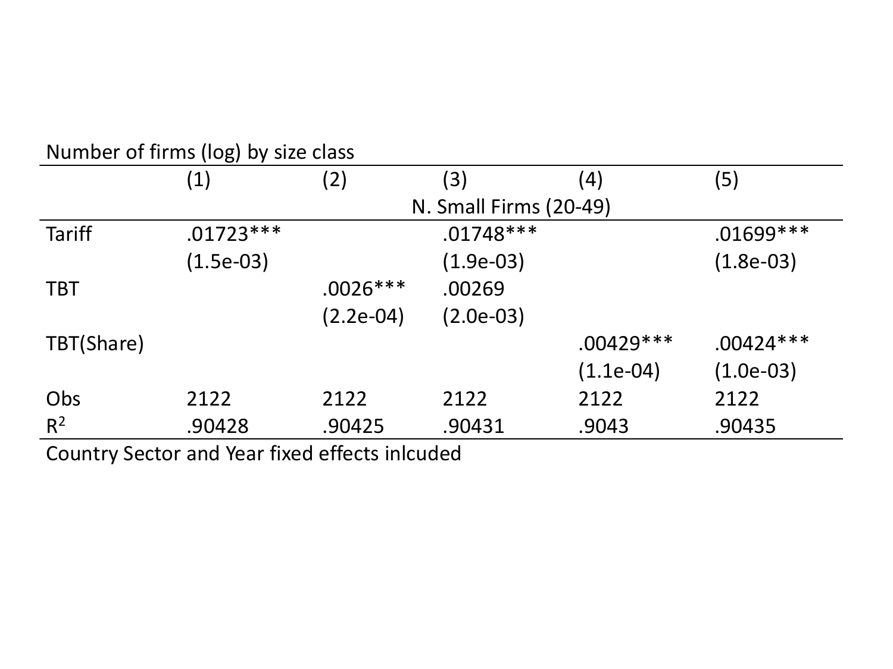Number of firms (log) by size class

| | (1) | (2) | (3) | (4) | (5) |
|---|---|---|---|---|---|
| | | | N. Small Firms (20-49) | | |
| Tariff | .01723*** | | .01748*** | | .01699*** |
| | (1.5e-03) | | (1.9e-03) | | (1.8e-03) |
| TBT | | .0026*** | .00269 | | |
| | | (2.2e-04) | (2.0e-03) | | |
| TBT(Share) | | | | .00429*** | .00424*** |
| | | | | (1.1e-04) | (1.0e-03) |
| Obs | 2122 | 2122 | 2122 | 2122 | 2122 |
| $R^2$ | .90428 | .90425 | .90431 | .9043 | .90435 |

Country Sector and Year fixed effects inlcuded